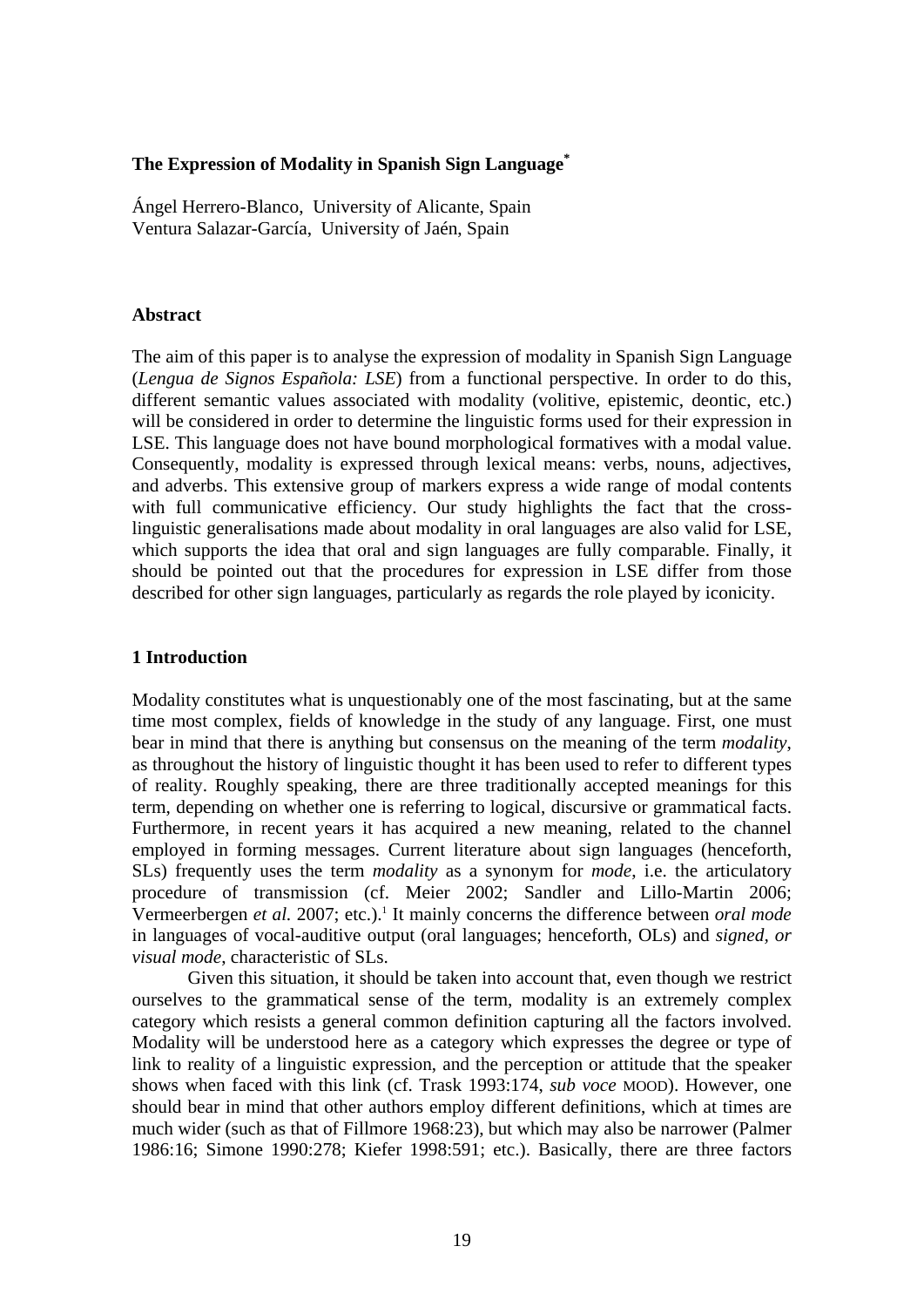## The Expression of Modality in Spanish Sign Language[*]

Ángel Herrero-Blanco, University of Alicante, Spain
Ventura Salazar-García, University of Jaén, Spain

### Abstract

The aim of this paper is to analyse the expression of modality in Spanish Sign Language (*Lengua de Signos Española: LSE*) from a functional perspective. In order to do this, different semantic values associated with modality (volitive, epistemic, deontic, etc.) will be considered in order to determine the linguistic forms used for their expression in LSE. This language does not have bound morphological formatives with a modal value. Consequently, modality is expressed through lexical means: verbs, nouns, adjectives, and adverbs. This extensive group of markers express a wide range of modal contents with full communicative efficiency. Our study highlights the fact that the cross-linguistic generalisations made about modality in oral languages are also valid for LSE, which supports the idea that oral and sign languages are fully comparable. Finally, it should be pointed out that the procedures for expression in LSE differ from those described for other sign languages, particularly as regards the role played by iconicity.

### 1 Introduction

Modality constitutes what is unquestionably one of the most fascinating, but at the same time most complex, fields of knowledge in the study of any language. First, one must bear in mind that there is anything but consensus on the meaning of the term *modality*, as throughout the history of linguistic thought it has been used to refer to different types of reality. Roughly speaking, there are three traditionally accepted meanings for this term, depending on whether one is referring to logical, discursive or grammatical facts. Furthermore, in recent years it has acquired a new meaning, related to the channel employed in forming messages. Current literature about sign languages (henceforth, SLs) frequently uses the term *modality* as a synonym for *mode*, i.e. the articulatory procedure of transmission (cf. Meier 2002; Sandler and Lillo-Martin 2006; Vermeerbergen *et al.* 2007; etc.).[1] It mainly concerns the difference between *oral mode* in languages of vocal-auditive output (oral languages; henceforth, OLs) and *signed, or visual mode*, characteristic of SLs.

Given this situation, it should be taken into account that, even though we restrict ourselves to the grammatical sense of the term, modality is an extremely complex category which resists a general common definition capturing all the factors involved. Modality will be understood here as a category which expresses the degree or type of link to reality of a linguistic expression, and the perception or attitude that the speaker shows when faced with this link (cf. Trask 1993:174, *sub voce* MOOD). However, one should bear in mind that other authors employ different definitions, which at times are much wider (such as that of Fillmore 1968:23), but which may also be narrower (Palmer 1986:16; Simone 1990:278; Kiefer 1998:591; etc.). Basically, there are three factors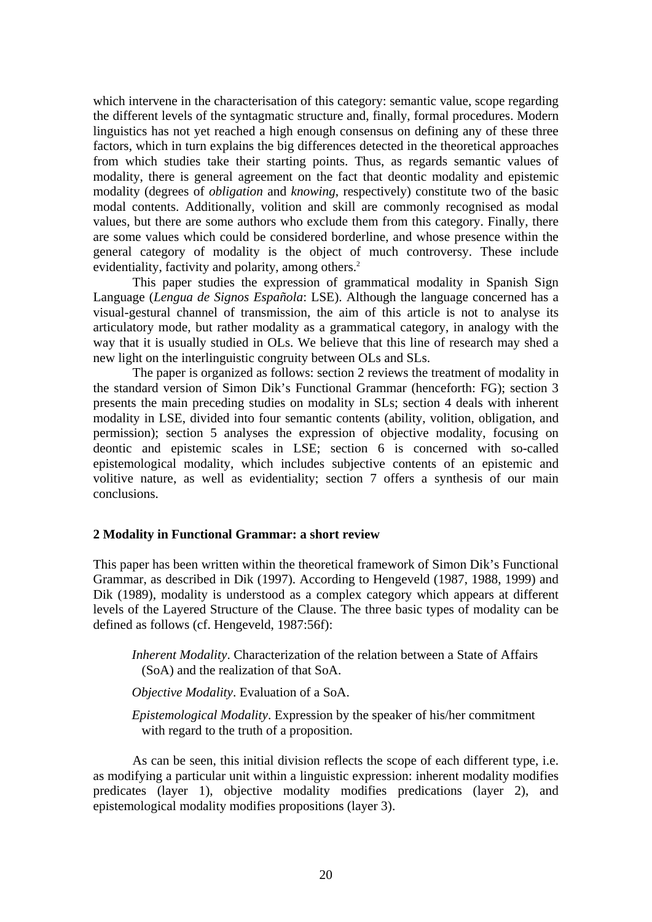which intervene in the characterisation of this category: semantic value, scope regarding the different levels of the syntagmatic structure and, finally, formal procedures. Modern linguistics has not yet reached a high enough consensus on defining any of these three factors, which in turn explains the big differences detected in the theoretical approaches from which studies take their starting points. Thus, as regards semantic values of modality, there is general agreement on the fact that deontic modality and epistemic modality (degrees of *obligation* and *knowing*, respectively) constitute two of the basic modal contents. Additionally, volition and skill are commonly recognised as modal values, but there are some authors who exclude them from this category. Finally, there are some values which could be considered borderline, and whose presence within the general category of modality is the object of much controversy. These include evidentiality, factivity and polarity, among others.[2]

This paper studies the expression of grammatical modality in Spanish Sign Language (*Lengua de Signos Española*: LSE). Although the language concerned has a visual-gestural channel of transmission, the aim of this article is not to analyse its articulatory mode, but rather modality as a grammatical category, in analogy with the way that it is usually studied in OLs. We believe that this line of research may shed a new light on the interlinguistic congruity between OLs and SLs.

The paper is organized as follows: section 2 reviews the treatment of modality in the standard version of Simon Dik's Functional Grammar (henceforth: FG); section 3 presents the main preceding studies on modality in SLs; section 4 deals with inherent modality in LSE, divided into four semantic contents (ability, volition, obligation, and permission); section 5 analyses the expression of objective modality, focusing on deontic and epistemic scales in LSE; section 6 is concerned with so-called epistemological modality, which includes subjective contents of an epistemic and volitive nature, as well as evidentiality; section 7 offers a synthesis of our main conclusions.

## 2 Modality in Functional Grammar: a short review

This paper has been written within the theoretical framework of Simon Dik's Functional Grammar, as described in Dik (1997). According to Hengeveld (1987, 1988, 1999) and Dik (1989), modality is understood as a complex category which appears at different levels of the Layered Structure of the Clause. The three basic types of modality can be defined as follows (cf. Hengeveld, 1987:56f):

*Inherent Modality*. Characterization of the relation between a State of Affairs (SoA) and the realization of that SoA.

*Objective Modality*. Evaluation of a SoA.

*Epistemological Modality*. Expression by the speaker of his/her commitment with regard to the truth of a proposition.

As can be seen, this initial division reflects the scope of each different type, i.e. as modifying a particular unit within a linguistic expression: inherent modality modifies predicates (layer 1), objective modality modifies predications (layer 2), and epistemological modality modifies propositions (layer 3).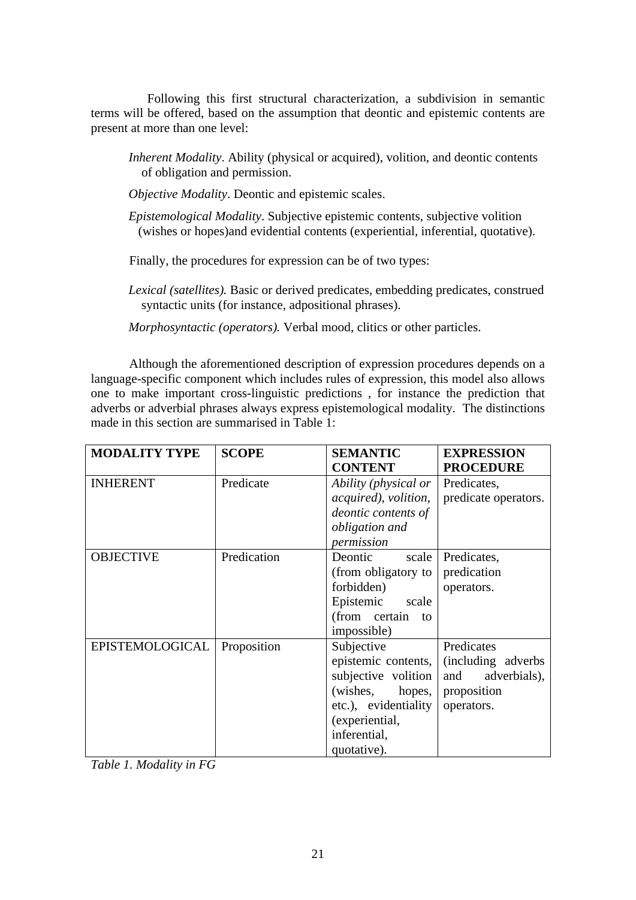Following this first structural characterization, a subdivision in semantic terms will be offered, based on the assumption that deontic and epistemic contents are present at more than one level:

*Inherent Modality*. Ability (physical or acquired), volition, and deontic contents of obligation and permission.

*Objective Modality*. Deontic and epistemic scales.

*Epistemological Modality*. Subjective epistemic contents, subjective volition (wishes or hopes)and evidential contents (experiential, inferential, quotative).

Finally, the procedures for expression can be of two types:

*Lexical (satellites).* Basic or derived predicates, embedding predicates, construed syntactic units (for instance, adpositional phrases).

*Morphosyntactic (operators).* Verbal mood, clitics or other particles.

Although the aforementioned description of expression procedures depends on a language-specific component which includes rules of expression, this model also allows one to make important cross-linguistic predictions , for instance the prediction that adverbs or adverbial phrases always express epistemological modality. The distinctions made in this section are summarised in Table 1:

| **MODALITY TYPE** | **SCOPE** | **SEMANTIC CONTENT** | **EXPRESSION PROCEDURE** |
|---|---|---|---|
| INHERENT | Predicate | *Ability (physical or acquired), volition, deontic contents of obligation and permission* | Predicates, predicate operators. |
| OBJECTIVE | Predication | Deontic scale (from obligatory to forbidden) Epistemic scale (from certain to impossible) | Predicates, predication operators. |
| EPISTEMOLOGICAL | Proposition | Subjective epistemic contents, subjective volition (wishes, hopes, etc.), evidentiality (experiential, inferential, quotative). | Predicates (including adverbs and adverbials), proposition operators. |

*Table 1. Modality in FG*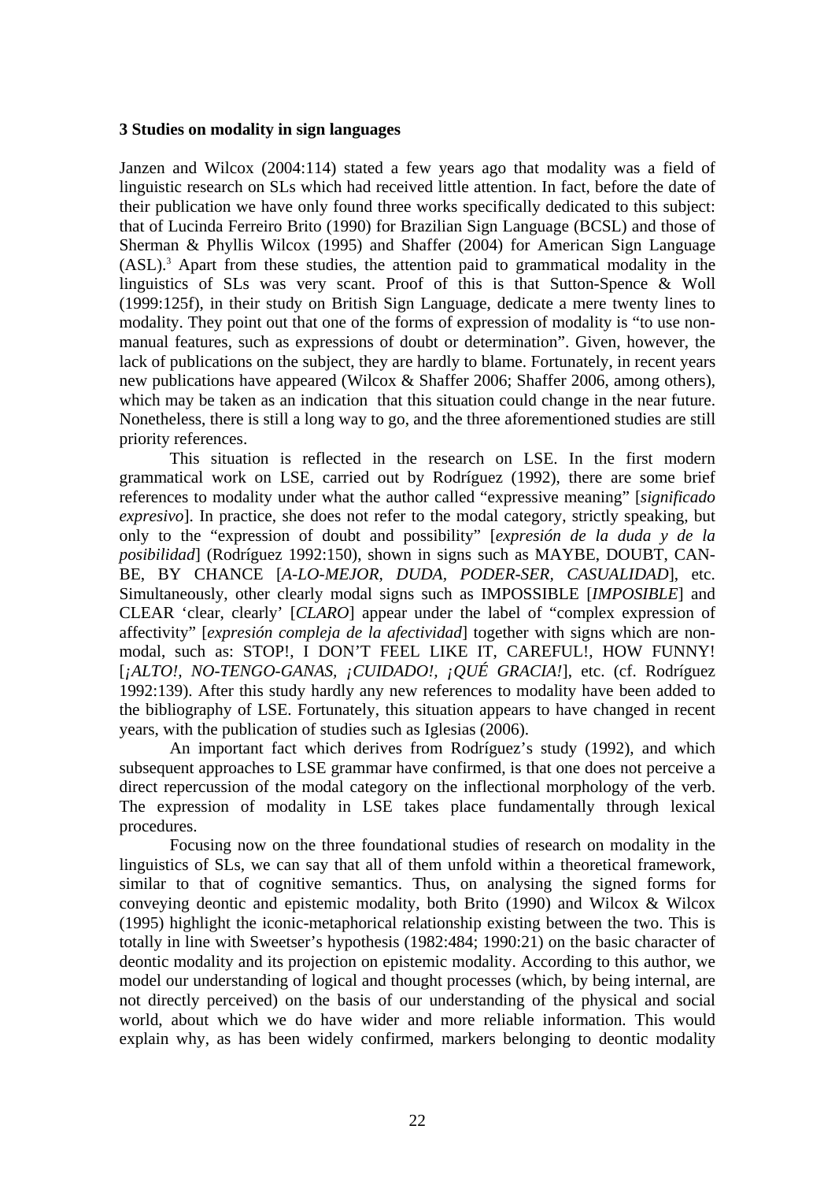### 3 Studies on modality in sign languages

Janzen and Wilcox (2004:114) stated a few years ago that modality was a field of linguistic research on SLs which had received little attention. In fact, before the date of their publication we have only found three works specifically dedicated to this subject: that of Lucinda Ferreiro Brito (1990) for Brazilian Sign Language (BCSL) and those of Sherman & Phyllis Wilcox (1995) and Shaffer (2004) for American Sign Language (ASL).[3] Apart from these studies, the attention paid to grammatical modality in the linguistics of SLs was very scant. Proof of this is that Sutton-Spence & Woll (1999:125f), in their study on British Sign Language, dedicate a mere twenty lines to modality. They point out that one of the forms of expression of modality is "to use non-manual features, such as expressions of doubt or determination". Given, however, the lack of publications on the subject, they are hardly to blame. Fortunately, in recent years new publications have appeared (Wilcox & Shaffer 2006; Shaffer 2006, among others), which may be taken as an indication that this situation could change in the near future. Nonetheless, there is still a long way to go, and the three aforementioned studies are still priority references.

This situation is reflected in the research on LSE. In the first modern grammatical work on LSE, carried out by Rodríguez (1992), there are some brief references to modality under what the author called "expressive meaning" [*significado expresivo*]. In practice, she does not refer to the modal category, strictly speaking, but only to the "expression of doubt and possibility" [*expresión de la duda y de la posibilidad*] (Rodríguez 1992:150), shown in signs such as MAYBE, DOUBT, CAN-BE, BY CHANCE [*A-LO-MEJOR, DUDA, PODER-SER, CASUALIDAD*], etc. Simultaneously, other clearly modal signs such as IMPOSSIBLE [*IMPOSIBLE*] and CLEAR 'clear, clearly' [*CLARO*] appear under the label of "complex expression of affectivity" [*expresión compleja de la afectividad*] together with signs which are non-modal, such as: STOP!, I DON'T FEEL LIKE IT, CAREFUL!, HOW FUNNY! [*¡ALTO!, NO-TENGO-GANAS, ¡CUIDADO!, ¡QUÉ GRACIA!*], etc. (cf. Rodríguez 1992:139). After this study hardly any new references to modality have been added to the bibliography of LSE. Fortunately, this situation appears to have changed in recent years, with the publication of studies such as Iglesias (2006).

An important fact which derives from Rodríguez's study (1992), and which subsequent approaches to LSE grammar have confirmed, is that one does not perceive a direct repercussion of the modal category on the inflectional morphology of the verb. The expression of modality in LSE takes place fundamentally through lexical procedures.

Focusing now on the three foundational studies of research on modality in the linguistics of SLs, we can say that all of them unfold within a theoretical framework, similar to that of cognitive semantics. Thus, on analysing the signed forms for conveying deontic and epistemic modality, both Brito (1990) and Wilcox & Wilcox (1995) highlight the iconic-metaphorical relationship existing between the two. This is totally in line with Sweetser's hypothesis (1982:484; 1990:21) on the basic character of deontic modality and its projection on epistemic modality. According to this author, we model our understanding of logical and thought processes (which, by being internal, are not directly perceived) on the basis of our understanding of the physical and social world, about which we do have wider and more reliable information. This would explain why, as has been widely confirmed, markers belonging to deontic modality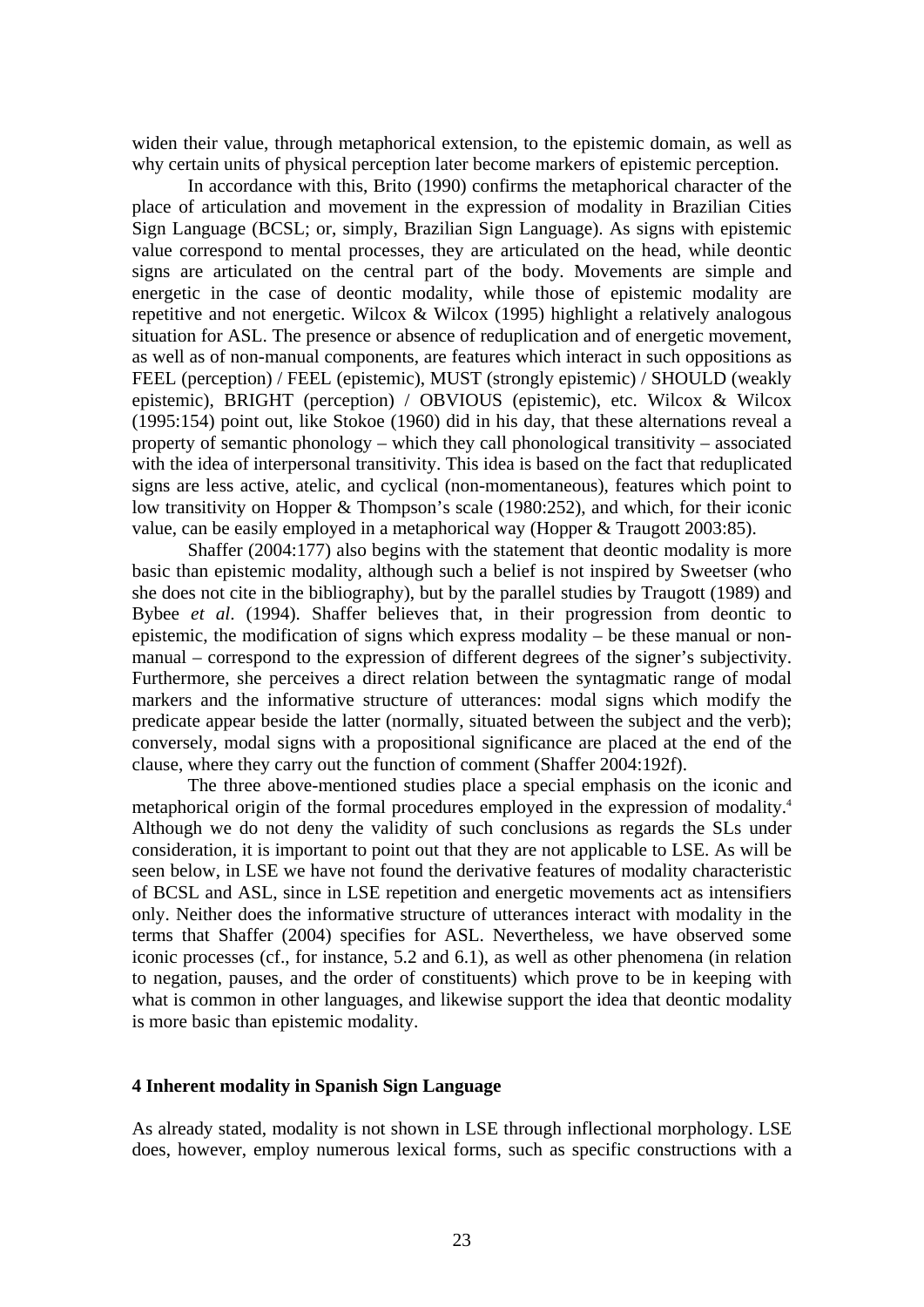widen their value, through metaphorical extension, to the epistemic domain, as well as why certain units of physical perception later become markers of epistemic perception.

In accordance with this, Brito (1990) confirms the metaphorical character of the place of articulation and movement in the expression of modality in Brazilian Cities Sign Language (BCSL; or, simply, Brazilian Sign Language). As signs with epistemic value correspond to mental processes, they are articulated on the head, while deontic signs are articulated on the central part of the body. Movements are simple and energetic in the case of deontic modality, while those of epistemic modality are repetitive and not energetic. Wilcox & Wilcox (1995) highlight a relatively analogous situation for ASL. The presence or absence of reduplication and of energetic movement, as well as of non-manual components, are features which interact in such oppositions as FEEL (perception) / FEEL (epistemic), MUST (strongly epistemic) / SHOULD (weakly epistemic), BRIGHT (perception) / OBVIOUS (epistemic), etc. Wilcox & Wilcox (1995:154) point out, like Stokoe (1960) did in his day, that these alternations reveal a property of semantic phonology – which they call phonological transitivity – associated with the idea of interpersonal transitivity. This idea is based on the fact that reduplicated signs are less active, atelic, and cyclical (non-momentaneous), features which point to low transitivity on Hopper & Thompson's scale (1980:252), and which, for their iconic value, can be easily employed in a metaphorical way (Hopper & Traugott 2003:85).

Shaffer (2004:177) also begins with the statement that deontic modality is more basic than epistemic modality, although such a belief is not inspired by Sweetser (who she does not cite in the bibliography), but by the parallel studies by Traugott (1989) and Bybee *et al*. (1994). Shaffer believes that, in their progression from deontic to epistemic, the modification of signs which express modality – be these manual or non-manual – correspond to the expression of different degrees of the signer's subjectivity. Furthermore, she perceives a direct relation between the syntagmatic range of modal markers and the informative structure of utterances: modal signs which modify the predicate appear beside the latter (normally, situated between the subject and the verb); conversely, modal signs with a propositional significance are placed at the end of the clause, where they carry out the function of comment (Shaffer 2004:192f).

The three above-mentioned studies place a special emphasis on the iconic and metaphorical origin of the formal procedures employed in the expression of modality.[4] Although we do not deny the validity of such conclusions as regards the SLs under consideration, it is important to point out that they are not applicable to LSE. As will be seen below, in LSE we have not found the derivative features of modality characteristic of BCSL and ASL, since in LSE repetition and energetic movements act as intensifiers only. Neither does the informative structure of utterances interact with modality in the terms that Shaffer (2004) specifies for ASL. Nevertheless, we have observed some iconic processes (cf., for instance, 5.2 and 6.1), as well as other phenomena (in relation to negation, pauses, and the order of constituents) which prove to be in keeping with what is common in other languages, and likewise support the idea that deontic modality is more basic than epistemic modality.

## 4 Inherent modality in Spanish Sign Language

As already stated, modality is not shown in LSE through inflectional morphology. LSE does, however, employ numerous lexical forms, such as specific constructions with a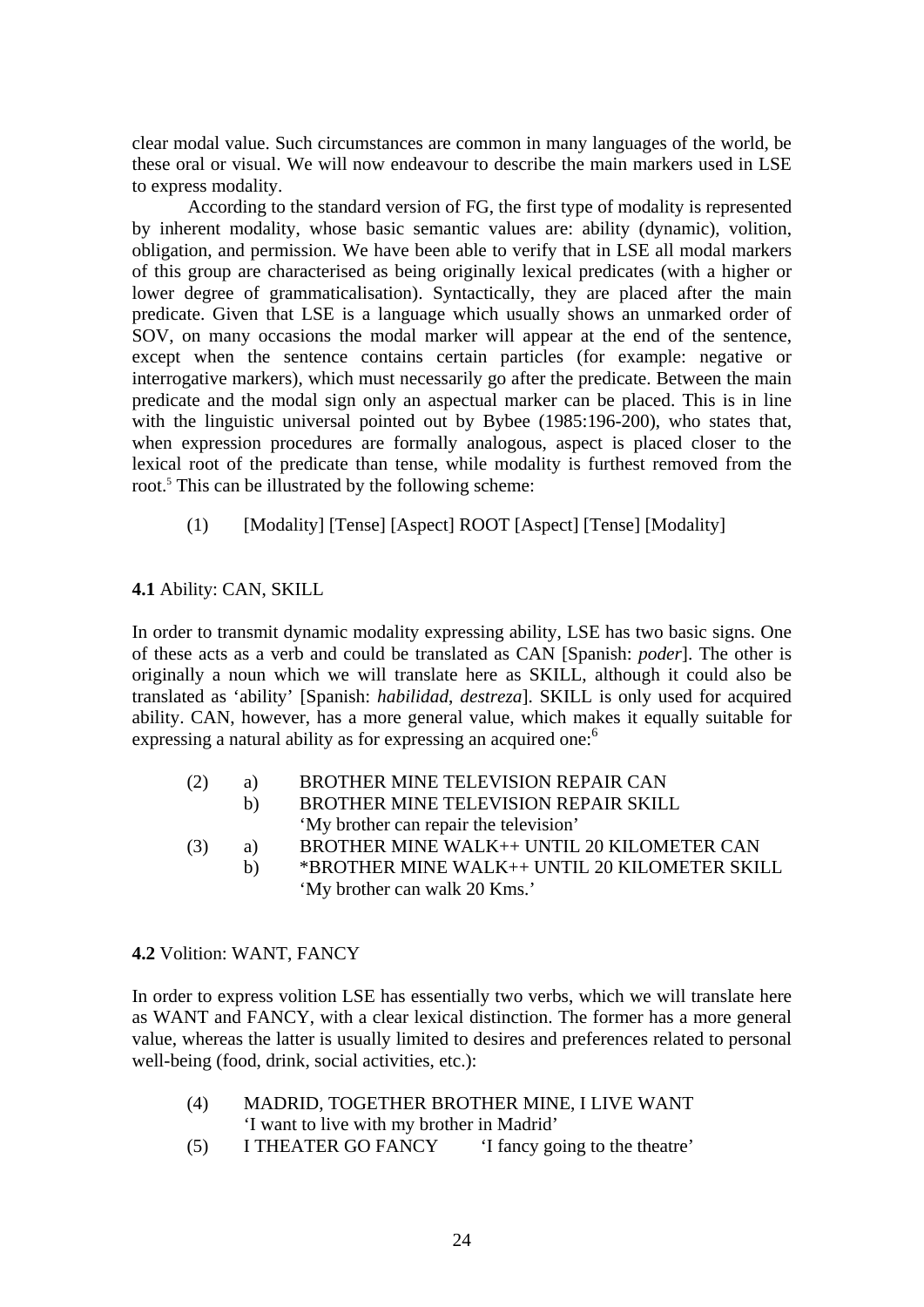clear modal value. Such circumstances are common in many languages of the world, be these oral or visual. We will now endeavour to describe the main markers used in LSE to express modality.

According to the standard version of FG, the first type of modality is represented by inherent modality, whose basic semantic values are: ability (dynamic), volition, obligation, and permission. We have been able to verify that in LSE all modal markers of this group are characterised as being originally lexical predicates (with a higher or lower degree of grammaticalisation). Syntactically, they are placed after the main predicate. Given that LSE is a language which usually shows an unmarked order of SOV, on many occasions the modal marker will appear at the end of the sentence, except when the sentence contains certain particles (for example: negative or interrogative markers), which must necessarily go after the predicate. Between the main predicate and the modal sign only an aspectual marker can be placed. This is in line with the linguistic universal pointed out by Bybee (1985:196-200), who states that, when expression procedures are formally analogous, aspect is placed closer to the lexical root of the predicate than tense, while modality is furthest removed from the root.[5] This can be illustrated by the following scheme:

(1) [Modality] [Tense] [Aspect] ROOT [Aspect] [Tense] [Modality]

**4.1** Ability: CAN, SKILL

In order to transmit dynamic modality expressing ability, LSE has two basic signs. One of these acts as a verb and could be translated as CAN [Spanish: *poder*]. The other is originally a noun which we will translate here as SKILL, although it could also be translated as 'ability' [Spanish: *habilidad*, *destreza*]. SKILL is only used for acquired ability. CAN, however, has a more general value, which makes it equally suitable for expressing a natural ability as for expressing an acquired one:[6]

(2) a) BROTHER MINE TELEVISION REPAIR CAN
b) BROTHER MINE TELEVISION REPAIR SKILL
'My brother can repair the television'

(3) a) BROTHER MINE WALK++ UNTIL 20 KILOMETER CAN
b) *BROTHER MINE WALK++ UNTIL 20 KILOMETER SKILL
'My brother can walk 20 Kms.'

**4.2** Volition: WANT, FANCY

In order to express volition LSE has essentially two verbs, which we will translate here as WANT and FANCY, with a clear lexical distinction. The former has a more general value, whereas the latter is usually limited to desires and preferences related to personal well-being (food, drink, social activities, etc.):

(4) MADRID, TOGETHER BROTHER MINE, I LIVE WANT
'I want to live with my brother in Madrid'

(5) I THEATER GO FANCY 'I fancy going to the theatre'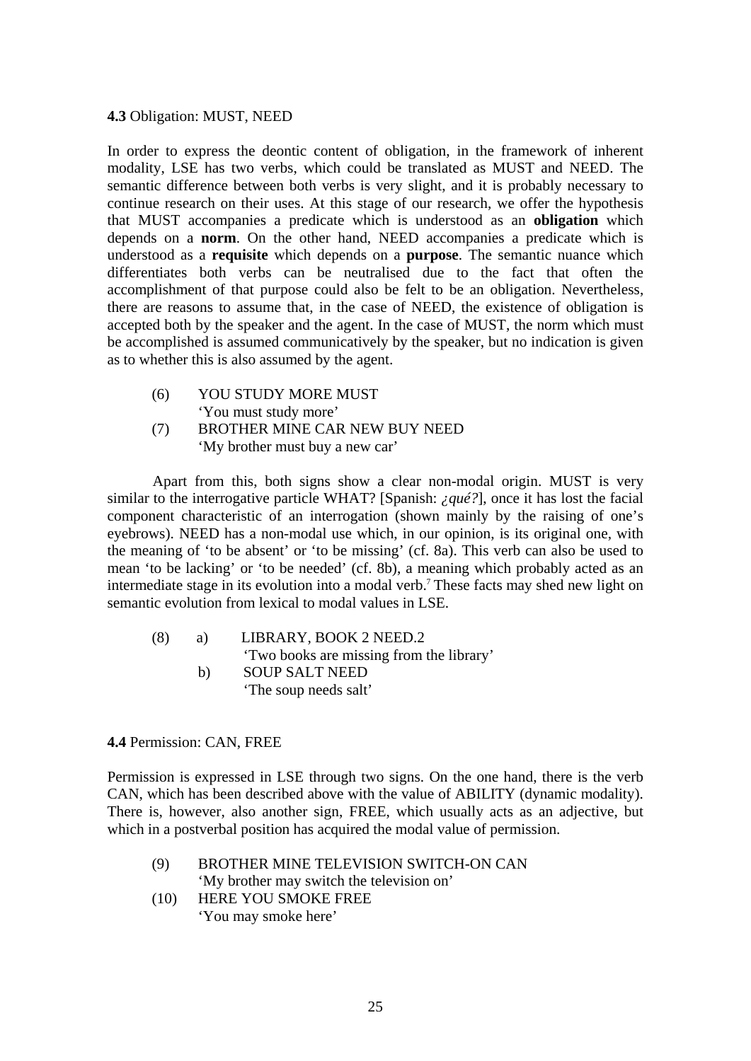**4.3** Obligation: MUST, NEED

In order to express the deontic content of obligation, in the framework of inherent modality, LSE has two verbs, which could be translated as MUST and NEED. The semantic difference between both verbs is very slight, and it is probably necessary to continue research on their uses. At this stage of our research, we offer the hypothesis that MUST accompanies a predicate which is understood as an **obligation** which depends on a **norm**. On the other hand, NEED accompanies a predicate which is understood as a **requisite** which depends on a **purpose**. The semantic nuance which differentiates both verbs can be neutralised due to the fact that often the accomplishment of that purpose could also be felt to be an obligation. Nevertheless, there are reasons to assume that, in the case of NEED, the existence of obligation is accepted both by the speaker and the agent. In the case of MUST, the norm which must be accomplished is assumed communicatively by the speaker, but no indication is given as to whether this is also assumed by the agent.

(6) YOU STUDY MORE MUST
'You must study more'

(7) BROTHER MINE CAR NEW BUY NEED
'My brother must buy a new car'

Apart from this, both signs show a clear non-modal origin. MUST is very similar to the interrogative particle WHAT? [Spanish: *¿qué?*], once it has lost the facial component characteristic of an interrogation (shown mainly by the raising of one's eyebrows). NEED has a non-modal use which, in our opinion, is its original one, with the meaning of 'to be absent' or 'to be missing' (cf. 8a). This verb can also be used to mean 'to be lacking' or 'to be needed' (cf. 8b), a meaning which probably acted as an intermediate stage in its evolution into a modal verb.[7] These facts may shed new light on semantic evolution from lexical to modal values in LSE.

(8) a) LIBRARY, BOOK 2 NEED.2
'Two books are missing from the library'

b) SOUP SALT NEED
'The soup needs salt'

**4.4** Permission: CAN, FREE

Permission is expressed in LSE through two signs. On the one hand, there is the verb CAN, which has been described above with the value of ABILITY (dynamic modality). There is, however, also another sign, FREE, which usually acts as an adjective, but which in a postverbal position has acquired the modal value of permission.

(9) BROTHER MINE TELEVISION SWITCH-ON CAN
'My brother may switch the television on'

(10) HERE YOU SMOKE FREE
'You may smoke here'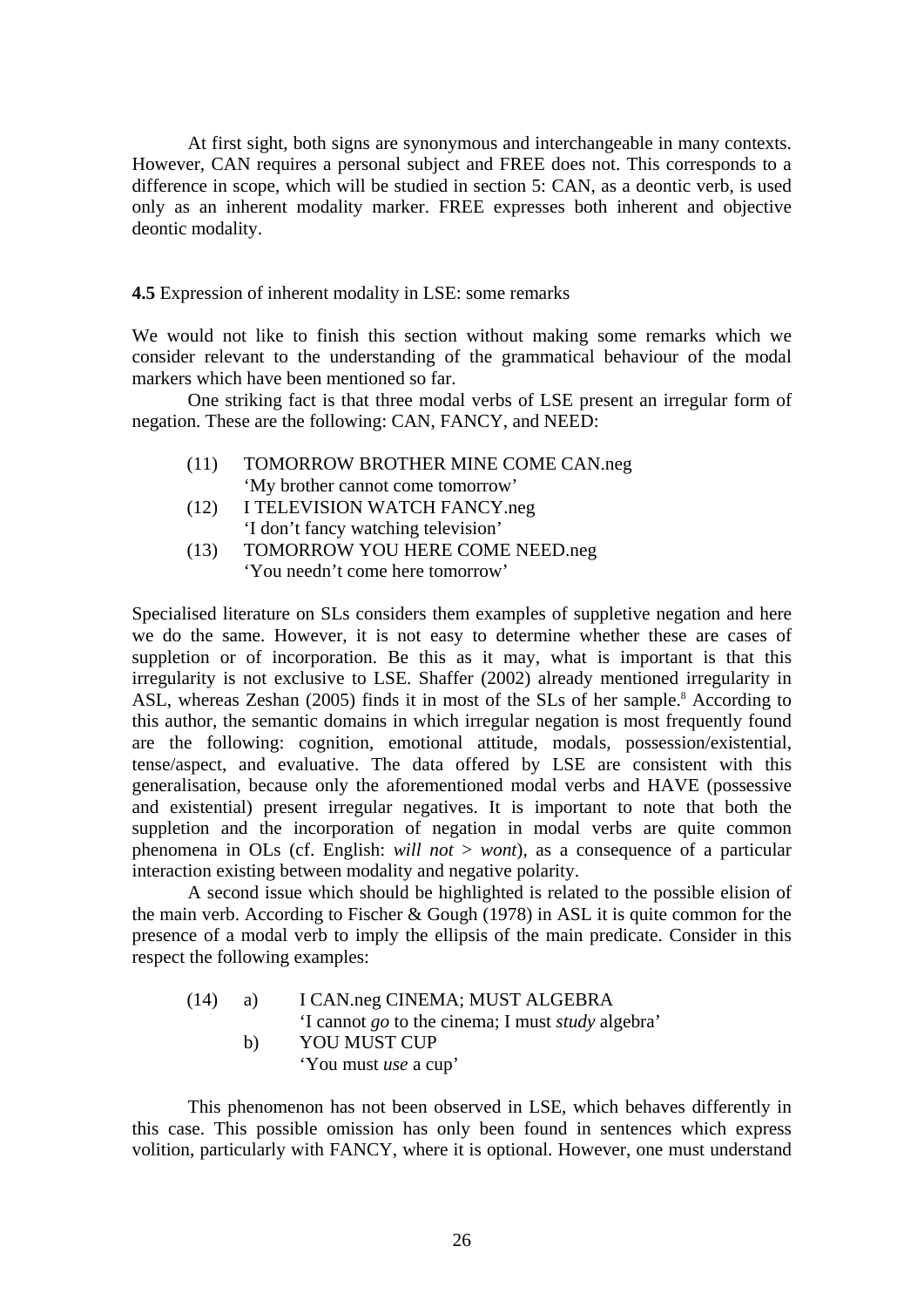At first sight, both signs are synonymous and interchangeable in many contexts. However, CAN requires a personal subject and FREE does not. This corresponds to a difference in scope, which will be studied in section 5: CAN, as a deontic verb, is used only as an inherent modality marker. FREE expresses both inherent and objective deontic modality.

**4.5** Expression of inherent modality in LSE: some remarks

We would not like to finish this section without making some remarks which we consider relevant to the understanding of the grammatical behaviour of the modal markers which have been mentioned so far.

One striking fact is that three modal verbs of LSE present an irregular form of negation. These are the following: CAN, FANCY, and NEED:

(11) TOMORROW BROTHER MINE COME CAN.neg
'My brother cannot come tomorrow'

(12) I TELEVISION WATCH FANCY.neg
'I don't fancy watching television'

(13) TOMORROW YOU HERE COME NEED.neg
'You needn't come here tomorrow'

Specialised literature on SLs considers them examples of suppletive negation and here we do the same. However, it is not easy to determine whether these are cases of suppletion or of incorporation. Be this as it may, what is important is that this irregularity is not exclusive to LSE. Shaffer (2002) already mentioned irregularity in ASL, whereas Zeshan (2005) finds it in most of the SLs of her sample.[8] According to this author, the semantic domains in which irregular negation is most frequently found are the following: cognition, emotional attitude, modals, possession/existential, tense/aspect, and evaluative. The data offered by LSE are consistent with this generalisation, because only the aforementioned modal verbs and HAVE (possessive and existential) present irregular negatives. It is important to note that both the suppletion and the incorporation of negation in modal verbs are quite common phenomena in OLs (cf. English: *will not* > *wont*), as a consequence of a particular interaction existing between modality and negative polarity.

A second issue which should be highlighted is related to the possible elision of the main verb. According to Fischer & Gough (1978) in ASL it is quite common for the presence of a modal verb to imply the ellipsis of the main predicate. Consider in this respect the following examples:

(14) a) I CAN.neg CINEMA; MUST ALGEBRA
'I cannot *go* to the cinema; I must *study* algebra'

b) YOU MUST CUP
'You must *use* a cup'

This phenomenon has not been observed in LSE, which behaves differently in this case. This possible omission has only been found in sentences which express volition, particularly with FANCY, where it is optional. However, one must understand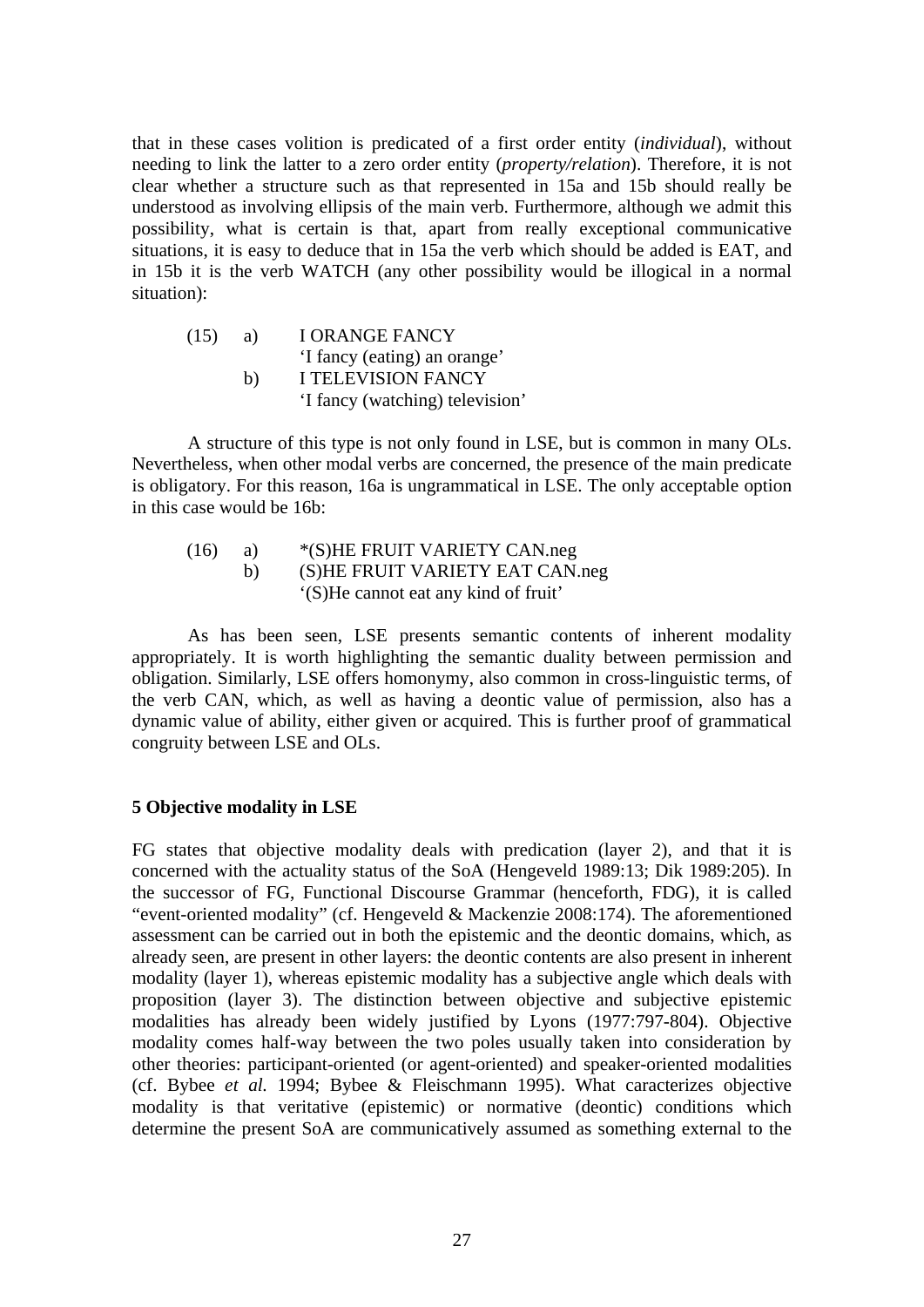that in these cases volition is predicated of a first order entity (*individual*), without needing to link the latter to a zero order entity (*property/relation*). Therefore, it is not clear whether a structure such as that represented in 15a and 15b should really be understood as involving ellipsis of the main verb. Furthermore, although we admit this possibility, what is certain is that, apart from really exceptional communicative situations, it is easy to deduce that in 15a the verb which should be added is EAT, and in 15b it is the verb WATCH (any other possibility would be illogical in a normal situation):

(15) a) I ORANGE FANCY
 'I fancy (eating) an orange'
 b) I TELEVISION FANCY
 'I fancy (watching) television'

A structure of this type is not only found in LSE, but is common in many OLs. Nevertheless, when other modal verbs are concerned, the presence of the main predicate is obligatory. For this reason, 16a is ungrammatical in LSE. The only acceptable option in this case would be 16b:

(16) a) *(S)HE FRUIT VARIETY CAN.neg
 b) (S)HE FRUIT VARIETY EAT CAN.neg
 '(S)He cannot eat any kind of fruit'

As has been seen, LSE presents semantic contents of inherent modality appropriately. It is worth highlighting the semantic duality between permission and obligation. Similarly, LSE offers homonymy, also common in cross-linguistic terms, of the verb CAN, which, as well as having a deontic value of permission, also has a dynamic value of ability, either given or acquired. This is further proof of grammatical congruity between LSE and OLs.

## 5 Objective modality in LSE

FG states that objective modality deals with predication (layer 2), and that it is concerned with the actuality status of the SoA (Hengeveld 1989:13; Dik 1989:205). In the successor of FG, Functional Discourse Grammar (henceforth, FDG), it is called "event-oriented modality" (cf. Hengeveld & Mackenzie 2008:174). The aforementioned assessment can be carried out in both the epistemic and the deontic domains, which, as already seen, are present in other layers: the deontic contents are also present in inherent modality (layer 1), whereas epistemic modality has a subjective angle which deals with proposition (layer 3). The distinction between objective and subjective epistemic modalities has already been widely justified by Lyons (1977:797-804). Objective modality comes half-way between the two poles usually taken into consideration by other theories: participant-oriented (or agent-oriented) and speaker-oriented modalities (cf. Bybee *et al.* 1994; Bybee & Fleischmann 1995). What caracterizes objective modality is that veritative (epistemic) or normative (deontic) conditions which determine the present SoA are communicatively assumed as something external to the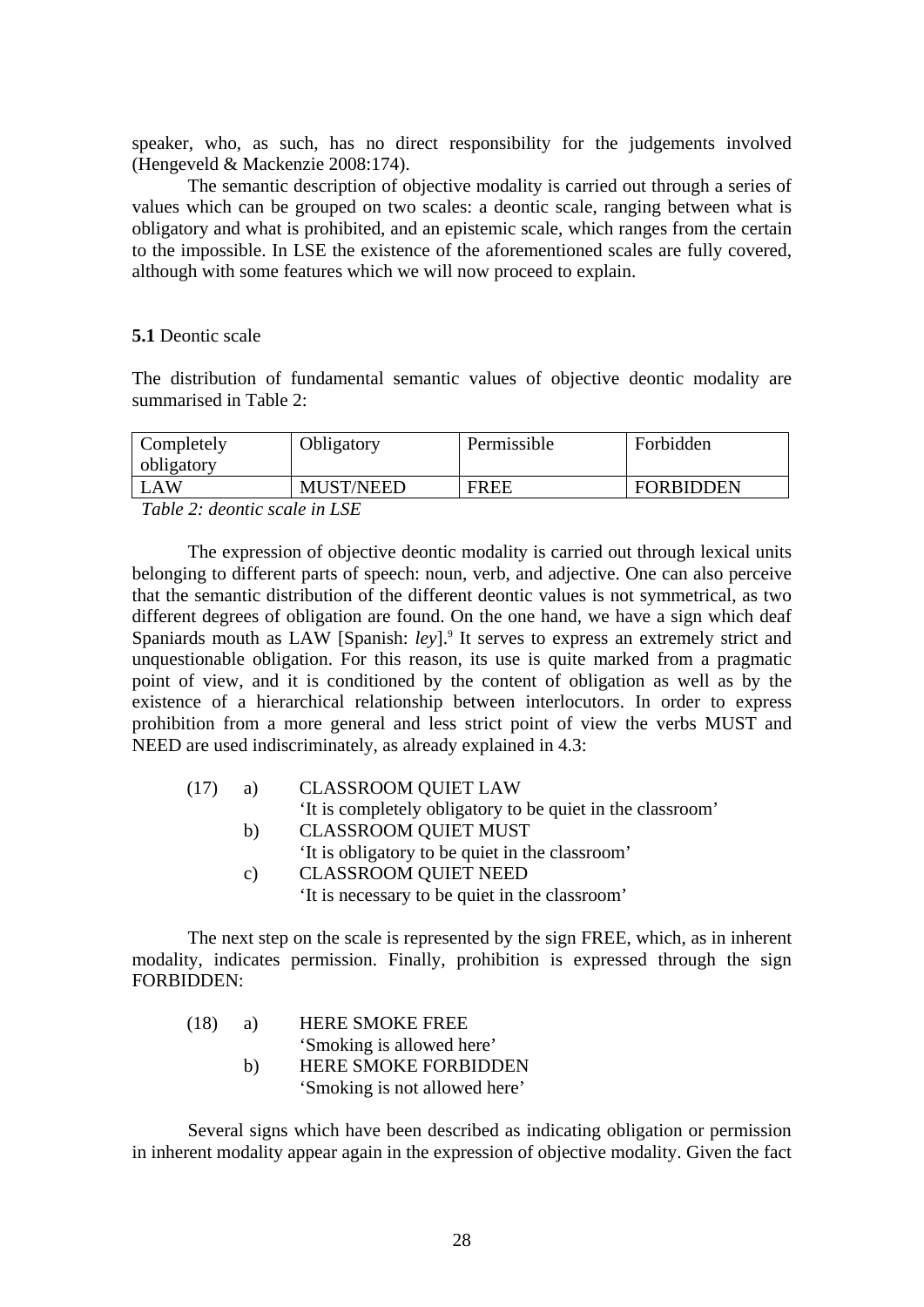speaker, who, as such, has no direct responsibility for the judgements involved (Hengeveld & Mackenzie 2008:174).

The semantic description of objective modality is carried out through a series of values which can be grouped on two scales: a deontic scale, ranging between what is obligatory and what is prohibited, and an epistemic scale, which ranges from the certain to the impossible. In LSE the existence of the aforementioned scales are fully covered, although with some features which we will now proceed to explain.

### **5.1** Deontic scale

The distribution of fundamental semantic values of objective deontic modality are summarised in Table 2:

| Completely obligatory | Obligatory | Permissible | Forbidden |
|---|---|---|---|
| LAW | MUST/NEED | FREE | FORBIDDEN |

*Table 2: deontic scale in LSE*

The expression of objective deontic modality is carried out through lexical units belonging to different parts of speech: noun, verb, and adjective. One can also perceive that the semantic distribution of the different deontic values is not symmetrical, as two different degrees of obligation are found. On the one hand, we have a sign which deaf Spaniards mouth as LAW [Spanish: *ley*].[9] It serves to express an extremely strict and unquestionable obligation. For this reason, its use is quite marked from a pragmatic point of view, and it is conditioned by the content of obligation as well as by the existence of a hierarchical relationship between interlocutors. In order to express prohibition from a more general and less strict point of view the verbs MUST and NEED are used indiscriminately, as already explained in 4.3:

(17) a) CLASSROOM QUIET LAW
'It is completely obligatory to be quiet in the classroom'
b) CLASSROOM QUIET MUST
'It is obligatory to be quiet in the classroom'
c) CLASSROOM QUIET NEED
'It is necessary to be quiet in the classroom'

The next step on the scale is represented by the sign FREE, which, as in inherent modality, indicates permission. Finally, prohibition is expressed through the sign FORBIDDEN:

(18) a) HERE SMOKE FREE
'Smoking is allowed here'
b) HERE SMOKE FORBIDDEN
'Smoking is not allowed here'

Several signs which have been described as indicating obligation or permission in inherent modality appear again in the expression of objective modality. Given the fact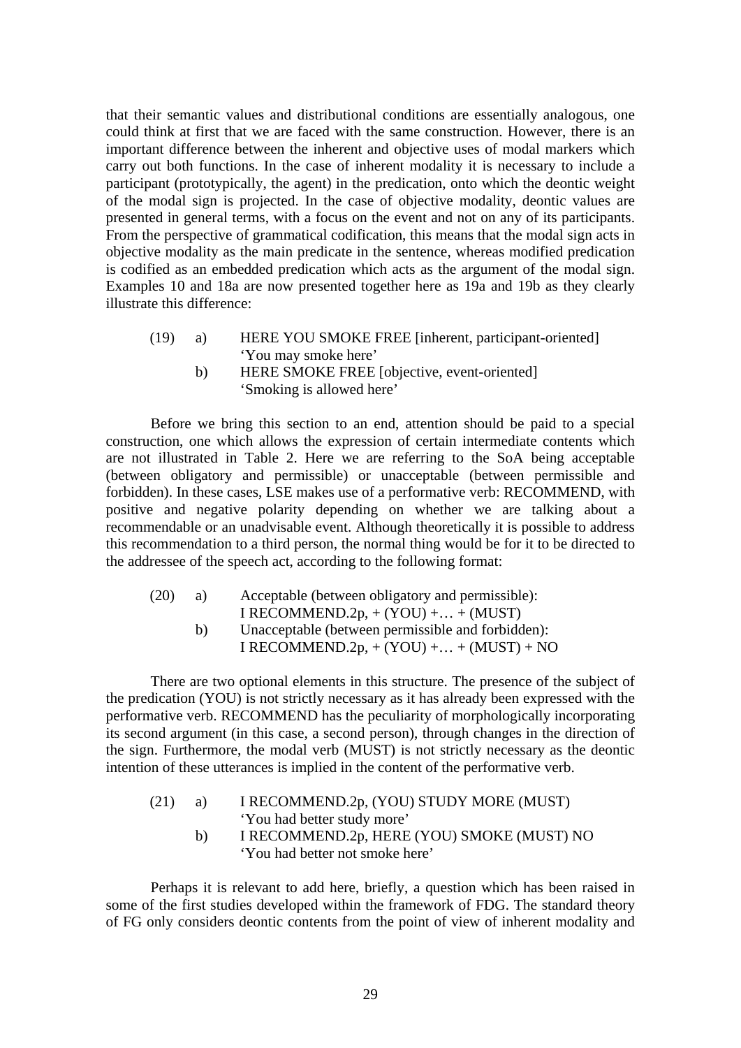that their semantic values and distributional conditions are essentially analogous, one could think at first that we are faced with the same construction. However, there is an important difference between the inherent and objective uses of modal markers which carry out both functions. In the case of inherent modality it is necessary to include a participant (prototypically, the agent) in the predication, onto which the deontic weight of the modal sign is projected. In the case of objective modality, deontic values are presented in general terms, with a focus on the event and not on any of its participants. From the perspective of grammatical codification, this means that the modal sign acts in objective modality as the main predicate in the sentence, whereas modified predication is codified as an embedded predication which acts as the argument of the modal sign. Examples 10 and 18a are now presented together here as 19a and 19b as they clearly illustrate this difference:

(19) a) HERE YOU SMOKE FREE [inherent, participant-oriented]
'You may smoke here'
b) HERE SMOKE FREE [objective, event-oriented]
'Smoking is allowed here'

Before we bring this section to an end, attention should be paid to a special construction, one which allows the expression of certain intermediate contents which are not illustrated in Table 2. Here we are referring to the SoA being acceptable (between obligatory and permissible) or unacceptable (between permissible and forbidden). In these cases, LSE makes use of a performative verb: RECOMMEND, with positive and negative polarity depending on whether we are talking about a recommendable or an unadvisable event. Although theoretically it is possible to address this recommendation to a third person, the normal thing would be for it to be directed to the addressee of the speech act, according to the following format:

(20) a) Acceptable (between obligatory and permissible):
I RECOMMEND.2p, + (YOU) +… + (MUST)
b) Unacceptable (between permissible and forbidden):
I RECOMMEND.2p, + (YOU) +… + (MUST) + NO

There are two optional elements in this structure. The presence of the subject of the predication (YOU) is not strictly necessary as it has already been expressed with the performative verb. RECOMMEND has the peculiarity of morphologically incorporating its second argument (in this case, a second person), through changes in the direction of the sign. Furthermore, the modal verb (MUST) is not strictly necessary as the deontic intention of these utterances is implied in the content of the performative verb.

(21) a) I RECOMMEND.2p, (YOU) STUDY MORE (MUST)
'You had better study more'
b) I RECOMMEND.2p, HERE (YOU) SMOKE (MUST) NO
'You had better not smoke here'

Perhaps it is relevant to add here, briefly, a question which has been raised in some of the first studies developed within the framework of FDG. The standard theory of FG only considers deontic contents from the point of view of inherent modality and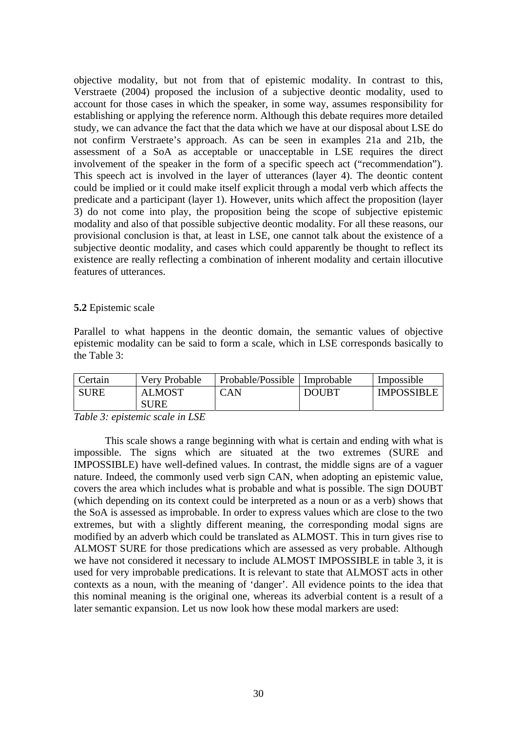objective modality, but not from that of epistemic modality. In contrast to this, Verstraete (2004) proposed the inclusion of a subjective deontic modality, used to account for those cases in which the speaker, in some way, assumes responsibility for establishing or applying the reference norm. Although this debate requires more detailed study, we can advance the fact that the data which we have at our disposal about LSE do not confirm Verstraete's approach. As can be seen in examples 21a and 21b, the assessment of a SoA as acceptable or unacceptable in LSE requires the direct involvement of the speaker in the form of a specific speech act ("recommendation"). This speech act is involved in the layer of utterances (layer 4). The deontic content could be implied or it could make itself explicit through a modal verb which affects the predicate and a participant (layer 1). However, units which affect the proposition (layer 3) do not come into play, the proposition being the scope of subjective epistemic modality and also of that possible subjective deontic modality. For all these reasons, our provisional conclusion is that, at least in LSE, one cannot talk about the existence of a subjective deontic modality, and cases which could apparently be thought to reflect its existence are really reflecting a combination of inherent modality and certain illocutive features of utterances.

**5.2** Epistemic scale

Parallel to what happens in the deontic domain, the semantic values of objective epistemic modality can be said to form a scale, which in LSE corresponds basically to the Table 3:

| Certain | Very Probable | Probable/Possible | Improbable | Impossible |
|---|---|---|---|---|
| SURE | ALMOST SURE | CAN | DOUBT | IMPOSSIBLE |

*Table 3: epistemic scale in LSE*

This scale shows a range beginning with what is certain and ending with what is impossible. The signs which are situated at the two extremes (SURE and IMPOSSIBLE) have well-defined values. In contrast, the middle signs are of a vaguer nature. Indeed, the commonly used verb sign CAN, when adopting an epistemic value, covers the area which includes what is probable and what is possible. The sign DOUBT (which depending on its context could be interpreted as a noun or as a verb) shows that the SoA is assessed as improbable. In order to express values which are close to the two extremes, but with a slightly different meaning, the corresponding modal signs are modified by an adverb which could be translated as ALMOST. This in turn gives rise to ALMOST SURE for those predications which are assessed as very probable. Although we have not considered it necessary to include ALMOST IMPOSSIBLE in table 3, it is used for very improbable predications. It is relevant to state that ALMOST acts in other contexts as a noun, with the meaning of 'danger'. All evidence points to the idea that this nominal meaning is the original one, whereas its adverbial content is a result of a later semantic expansion. Let us now look how these modal markers are used: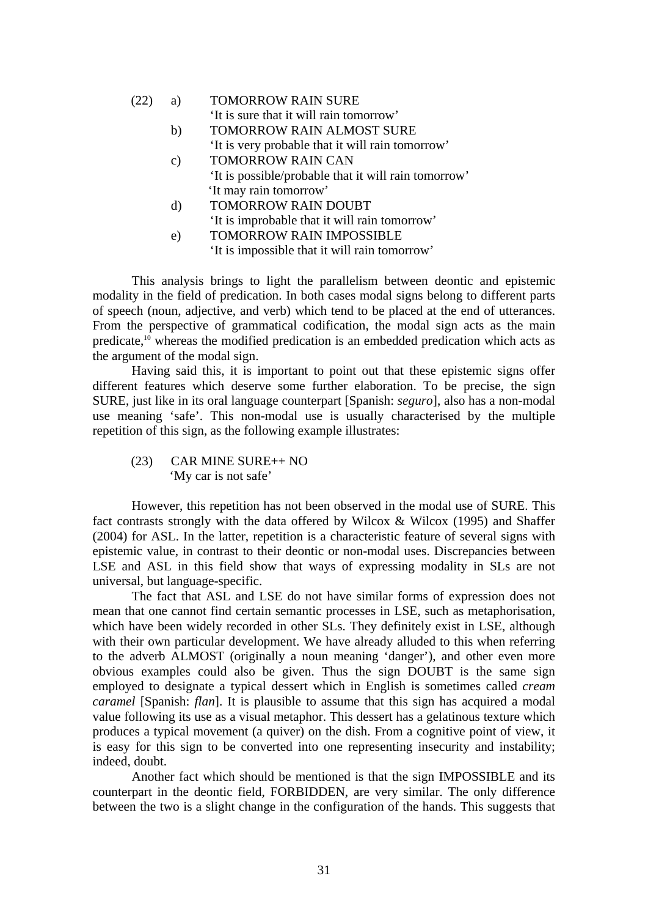(22) a) TOMORROW RAIN SURE
'It is sure that it will rain tomorrow'
b) TOMORROW RAIN ALMOST SURE
'It is very probable that it will rain tomorrow'
c) TOMORROW RAIN CAN
'It is possible/probable that it will rain tomorrow'
'It may rain tomorrow'
d) TOMORROW RAIN DOUBT
'It is improbable that it will rain tomorrow'
e) TOMORROW RAIN IMPOSSIBLE
'It is impossible that it will rain tomorrow'

This analysis brings to light the parallelism between deontic and epistemic modality in the field of predication. In both cases modal signs belong to different parts of speech (noun, adjective, and verb) which tend to be placed at the end of utterances. From the perspective of grammatical codification, the modal sign acts as the main predicate,[10] whereas the modified predication is an embedded predication which acts as the argument of the modal sign.

Having said this, it is important to point out that these epistemic signs offer different features which deserve some further elaboration. To be precise, the sign SURE, just like in its oral language counterpart [Spanish: *seguro*], also has a non-modal use meaning 'safe'. This non-modal use is usually characterised by the multiple repetition of this sign, as the following example illustrates:

(23) CAR MINE SURE++ NO
'My car is not safe'

However, this repetition has not been observed in the modal use of SURE. This fact contrasts strongly with the data offered by Wilcox & Wilcox (1995) and Shaffer (2004) for ASL. In the latter, repetition is a characteristic feature of several signs with epistemic value, in contrast to their deontic or non-modal uses. Discrepancies between LSE and ASL in this field show that ways of expressing modality in SLs are not universal, but language-specific.

The fact that ASL and LSE do not have similar forms of expression does not mean that one cannot find certain semantic processes in LSE, such as metaphorisation, which have been widely recorded in other SLs. They definitely exist in LSE, although with their own particular development. We have already alluded to this when referring to the adverb ALMOST (originally a noun meaning 'danger'), and other even more obvious examples could also be given. Thus the sign DOUBT is the same sign employed to designate a typical dessert which in English is sometimes called *cream caramel* [Spanish: *flan*]. It is plausible to assume that this sign has acquired a modal value following its use as a visual metaphor. This dessert has a gelatinous texture which produces a typical movement (a quiver) on the dish. From a cognitive point of view, it is easy for this sign to be converted into one representing insecurity and instability; indeed, doubt.

Another fact which should be mentioned is that the sign IMPOSSIBLE and its counterpart in the deontic field, FORBIDDEN, are very similar. The only difference between the two is a slight change in the configuration of the hands. This suggests that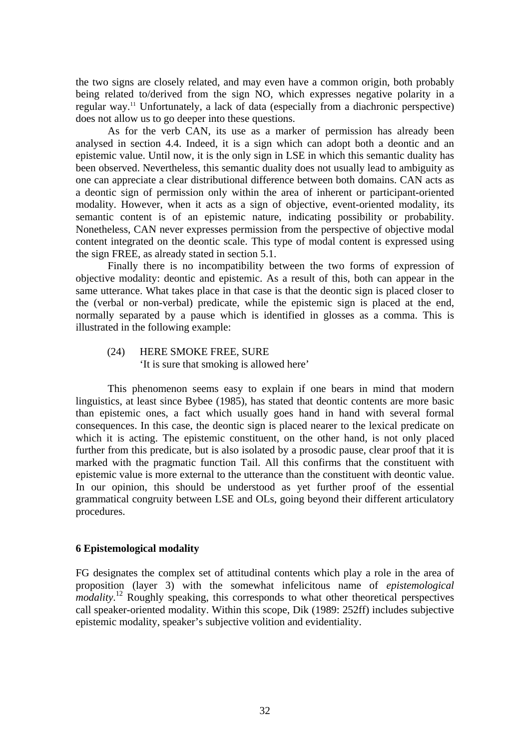the two signs are closely related, and may even have a common origin, both probably being related to/derived from the sign NO, which expresses negative polarity in a regular way.[11] Unfortunately, a lack of data (especially from a diachronic perspective) does not allow us to go deeper into these questions.

As for the verb CAN, its use as a marker of permission has already been analysed in section 4.4. Indeed, it is a sign which can adopt both a deontic and an epistemic value. Until now, it is the only sign in LSE in which this semantic duality has been observed. Nevertheless, this semantic duality does not usually lead to ambiguity as one can appreciate a clear distributional difference between both domains. CAN acts as a deontic sign of permission only within the area of inherent or participant-oriented modality. However, when it acts as a sign of objective, event-oriented modality, its semantic content is of an epistemic nature, indicating possibility or probability. Nonetheless, CAN never expresses permission from the perspective of objective modal content integrated on the deontic scale. This type of modal content is expressed using the sign FREE, as already stated in section 5.1.

Finally there is no incompatibility between the two forms of expression of objective modality: deontic and epistemic. As a result of this, both can appear in the same utterance. What takes place in that case is that the deontic sign is placed closer to the (verbal or non-verbal) predicate, while the epistemic sign is placed at the end, normally separated by a pause which is identified in glosses as a comma. This is illustrated in the following example:

(24) HERE SMOKE FREE, SURE
'It is sure that smoking is allowed here'

This phenomenon seems easy to explain if one bears in mind that modern linguistics, at least since Bybee (1985), has stated that deontic contents are more basic than epistemic ones, a fact which usually goes hand in hand with several formal consequences. In this case, the deontic sign is placed nearer to the lexical predicate on which it is acting. The epistemic constituent, on the other hand, is not only placed further from this predicate, but is also isolated by a prosodic pause, clear proof that it is marked with the pragmatic function Tail. All this confirms that the constituent with epistemic value is more external to the utterance than the constituent with deontic value. In our opinion, this should be understood as yet further proof of the essential grammatical congruity between LSE and OLs, going beyond their different articulatory procedures.

## 6 Epistemological modality

FG designates the complex set of attitudinal contents which play a role in the area of proposition (layer 3) with the somewhat infelicitous name of *epistemological modality*.[12] Roughly speaking, this corresponds to what other theoretical perspectives call speaker-oriented modality. Within this scope, Dik (1989: 252ff) includes subjective epistemic modality, speaker's subjective volition and evidentiality.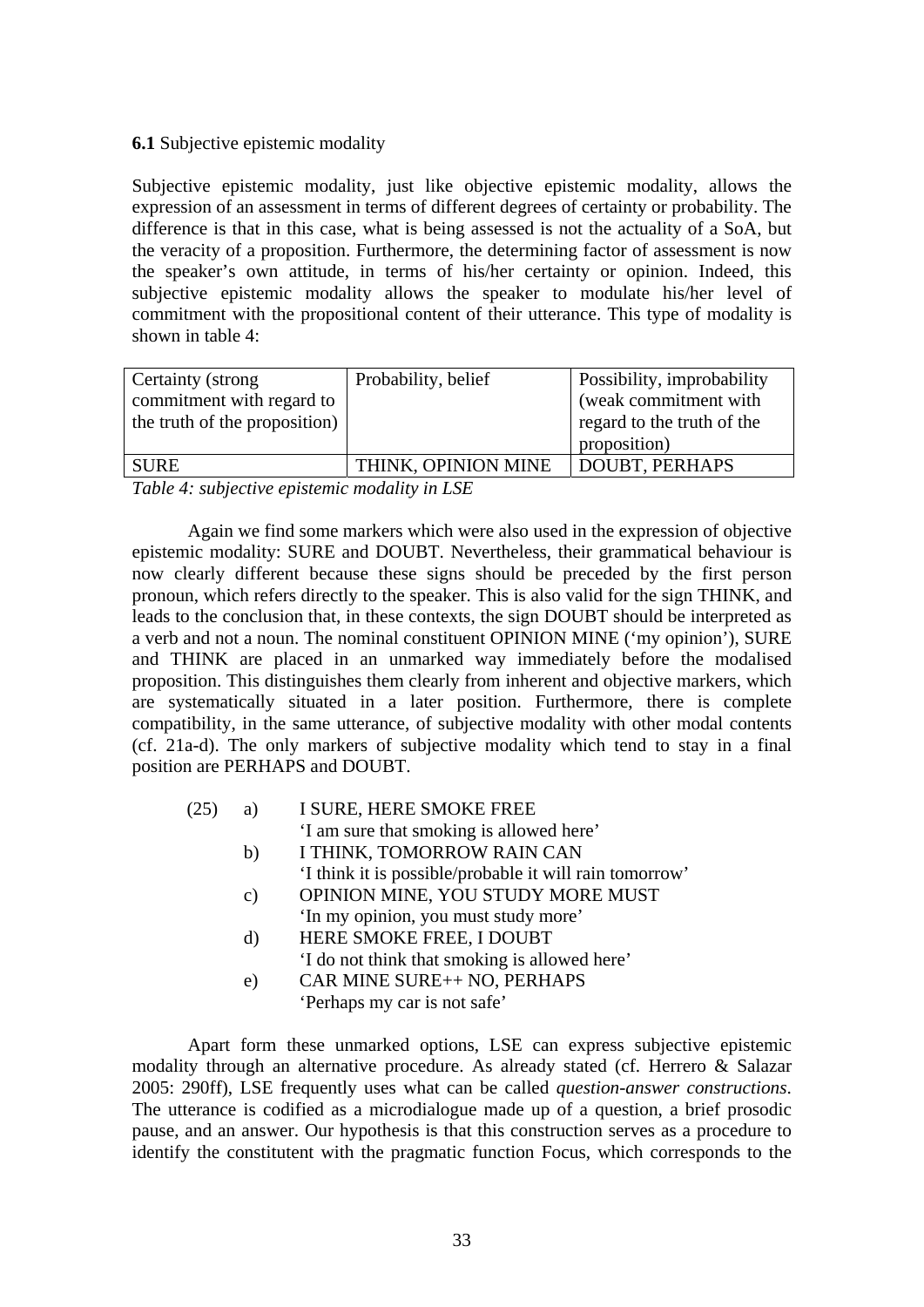**6.1** Subjective epistemic modality

Subjective epistemic modality, just like objective epistemic modality, allows the expression of an assessment in terms of different degrees of certainty or probability. The difference is that in this case, what is being assessed is not the actuality of a SoA, but the veracity of a proposition. Furthermore, the determining factor of assessment is now the speaker's own attitude, in terms of his/her certainty or opinion. Indeed, this subjective epistemic modality allows the speaker to modulate his/her level of commitment with the propositional content of their utterance. This type of modality is shown in table 4:

| Certainty (strong commitment with regard to the truth of the proposition) | Probability, belief | Possibility, improbability (weak commitment with regard to the truth of the proposition) |
|---|---|---|
| SURE | THINK, OPINION MINE | DOUBT, PERHAPS |

*Table 4: subjective epistemic modality in LSE*

Again we find some markers which were also used in the expression of objective epistemic modality: SURE and DOUBT. Nevertheless, their grammatical behaviour is now clearly different because these signs should be preceded by the first person pronoun, which refers directly to the speaker. This is also valid for the sign THINK, and leads to the conclusion that, in these contexts, the sign DOUBT should be interpreted as a verb and not a noun. The nominal constituent OPINION MINE ('my opinion'), SURE and THINK are placed in an unmarked way immediately before the modalised proposition. This distinguishes them clearly from inherent and objective markers, which are systematically situated in a later position. Furthermore, there is complete compatibility, in the same utterance, of subjective modality with other modal contents (cf. 21a-d). The only markers of subjective modality which tend to stay in a final position are PERHAPS and DOUBT.

(25) a) I SURE, HERE SMOKE FREE
'I am sure that smoking is allowed here'
b) I THINK, TOMORROW RAIN CAN
'I think it is possible/probable it will rain tomorrow'
c) OPINION MINE, YOU STUDY MORE MUST
'In my opinion, you must study more'
d) HERE SMOKE FREE, I DOUBT
'I do not think that smoking is allowed here'
e) CAR MINE SURE++ NO, PERHAPS
'Perhaps my car is not safe'

Apart form these unmarked options, LSE can express subjective epistemic modality through an alternative procedure. As already stated (cf. Herrero & Salazar 2005: 290ff), LSE frequently uses what can be called *question-answer constructions*. The utterance is codified as a microdialogue made up of a question, a brief prosodic pause, and an answer. Our hypothesis is that this construction serves as a procedure to identify the constitutent with the pragmatic function Focus, which corresponds to the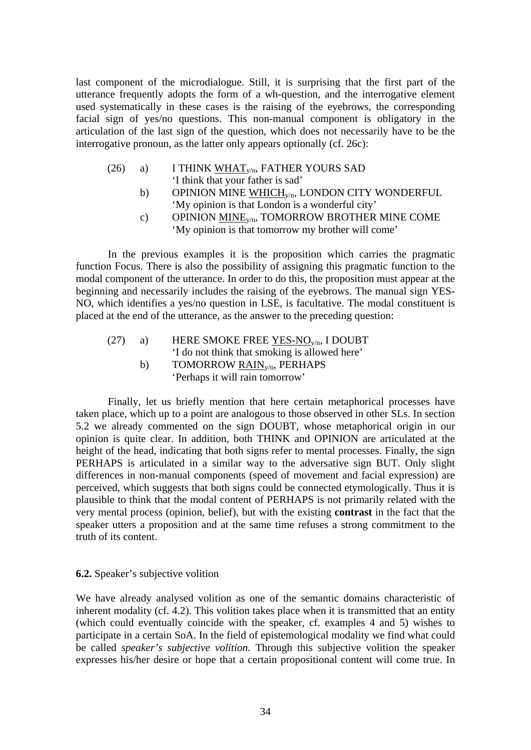last component of the microdialogue. Still, it is surprising that the first part of the utterance frequently adopts the form of a wh-question, and the interrogative element used systematically in these cases is the raising of the eyebrows, the corresponding facial sign of yes/no questions. This non-manual component is obligatory in the articulation of the last sign of the question, which does not necessarily have to be the interrogative pronoun, as the latter only appears optionally (cf. 26c):

(26) a) I THINK <u>WHAT</u>$_{y/n}$, FATHER YOURS SAD
'I think that your father is sad'
b) OPINION MINE <u>WHICH</u>$_{y/n}$, LONDON CITY WONDERFUL
'My opinion is that London is a wonderful city'
c) OPINION <u>MINE</u>$_{y/n}$, TOMORROW BROTHER MINE COME
'My opinion is that tomorrow my brother will come'

In the previous examples it is the proposition which carries the pragmatic function Focus. There is also the possibility of assigning this pragmatic function to the modal component of the utterance. In order to do this, the proposition must appear at the beginning and necessarily includes the raising of the eyebrows. The manual sign YES-NO, which identifies a yes/no question in LSE, is facultative. The modal constituent is placed at the end of the utterance, as the answer to the preceding question:

(27) a) HERE SMOKE FREE <u>YES-NO</u>$_{y/n}$, I DOUBT
'I do not think that smoking is allowed here'
b) TOMORROW <u>RAIN</u>$_{y/n}$, PERHAPS
'Perhaps it will rain tomorrow'

Finally, let us briefly mention that here certain metaphorical processes have taken place, which up to a point are analogous to those observed in other SLs. In section 5.2 we already commented on the sign DOUBT, whose metaphorical origin in our opinion is quite clear. In addition, both THINK and OPINION are articulated at the height of the head, indicating that both signs refer to mental processes. Finally, the sign PERHAPS is articulated in a similar way to the adversative sign BUT. Only slight differences in non-manual components (speed of movement and facial expression) are perceived, which suggests that both signs could be connected etymologically. Thus it is plausible to think that the modal content of PERHAPS is not primarily related with the very mental process (opinion, belief), but with the existing **contrast** in the fact that the speaker utters a proposition and at the same time refuses a strong commitment to the truth of its content.

**6.2.** Speaker's subjective volition

We have already analysed volition as one of the semantic domains characteristic of inherent modality (cf. 4.2). This volition takes place when it is transmitted that an entity (which could eventually coincide with the speaker, cf. examples 4 and 5) wishes to participate in a certain SoA. In the field of epistemological modality we find what could be called *speaker's subjective volition*. Through this subjective volition the speaker expresses his/her desire or hope that a certain propositional content will come true. In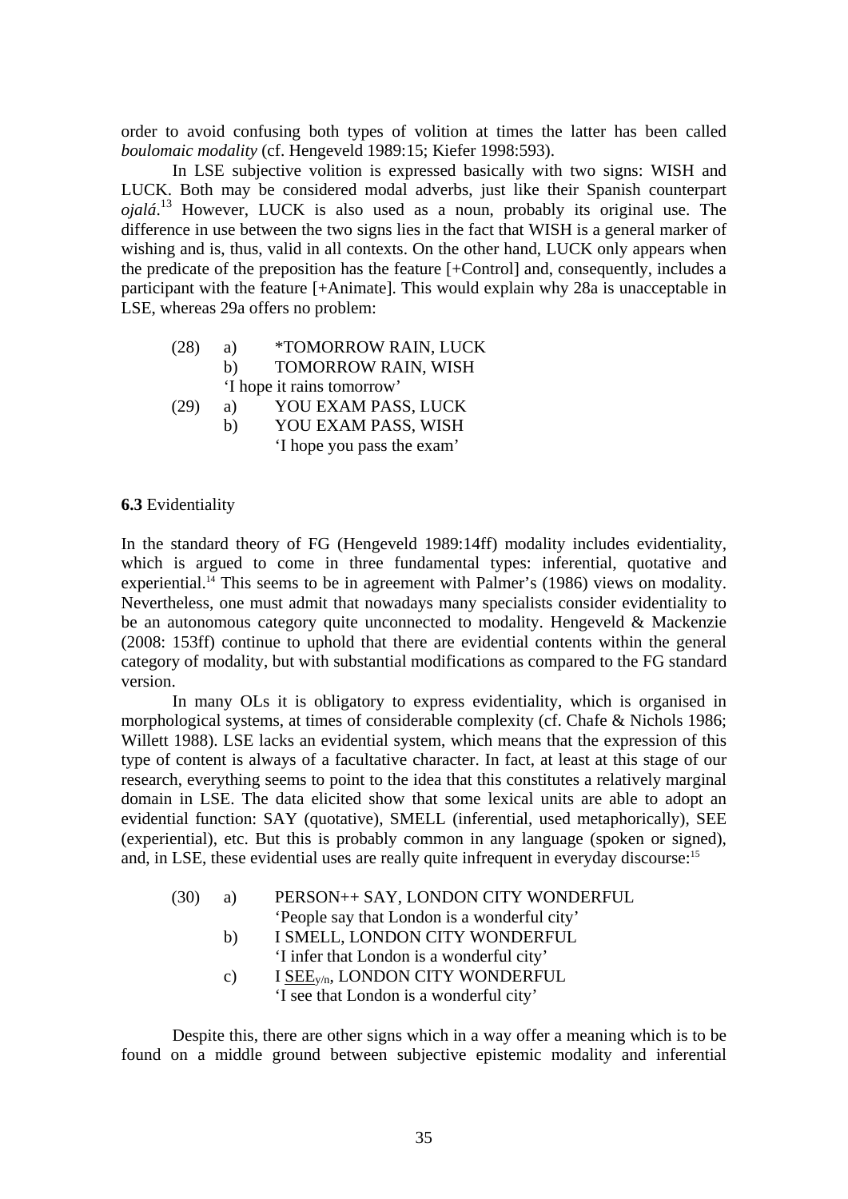order to avoid confusing both types of volition at times the latter has been called *boulomaic modality* (cf. Hengeveld 1989:15; Kiefer 1998:593).

In LSE subjective volition is expressed basically with two signs: WISH and LUCK. Both may be considered modal adverbs, just like their Spanish counterpart *ojalá*.[13] However, LUCK is also used as a noun, probably its original use. The difference in use between the two signs lies in the fact that WISH is a general marker of wishing and is, thus, valid in all contexts. On the other hand, LUCK only appears when the predicate of the preposition has the feature [+Control] and, consequently, includes a participant with the feature [+Animate]. This would explain why 28a is unacceptable in LSE, whereas 29a offers no problem:

(28) a) *TOMORROW RAIN, LUCK
 b) TOMORROW RAIN, WISH
 'I hope it rains tomorrow'

(29) a) YOU EXAM PASS, LUCK
 b) YOU EXAM PASS, WISH
 'I hope you pass the exam'

**6.3** Evidentiality

In the standard theory of FG (Hengeveld 1989:14ff) modality includes evidentiality, which is argued to come in three fundamental types: inferential, quotative and experiential.[14] This seems to be in agreement with Palmer's (1986) views on modality. Nevertheless, one must admit that nowadays many specialists consider evidentiality to be an autonomous category quite unconnected to modality. Hengeveld & Mackenzie (2008: 153ff) continue to uphold that there are evidential contents within the general category of modality, but with substantial modifications as compared to the FG standard version.

In many OLs it is obligatory to express evidentiality, which is organised in morphological systems, at times of considerable complexity (cf. Chafe & Nichols 1986; Willett 1988). LSE lacks an evidential system, which means that the expression of this type of content is always of a facultative character. In fact, at least at this stage of our research, everything seems to point to the idea that this constitutes a relatively marginal domain in LSE. The data elicited show that some lexical units are able to adopt an evidential function: SAY (quotative), SMELL (inferential, used metaphorically), SEE (experiential), etc. But this is probably common in any language (spoken or signed), and, in LSE, these evidential uses are really quite infrequent in everyday discourse:[15]

(30) a) PERSON++ SAY, LONDON CITY WONDERFUL
 'People say that London is a wonderful city'
 b) I SMELL, LONDON CITY WONDERFUL
 'I infer that London is a wonderful city'
 c) I $\underline{\text{SEE}}_{y/n}$, LONDON CITY WONDERFUL
 'I see that London is a wonderful city'

Despite this, there are other signs which in a way offer a meaning which is to be found on a middle ground between subjective epistemic modality and inferential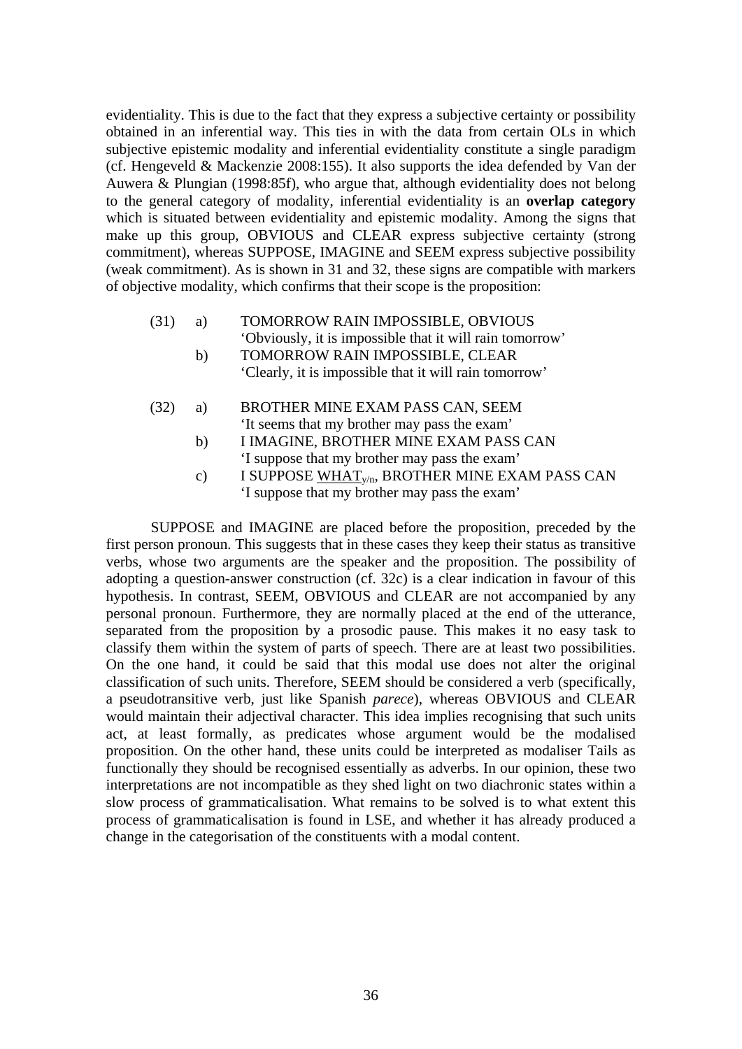evidentiality. This is due to the fact that they express a subjective certainty or possibility obtained in an inferential way. This ties in with the data from certain OLs in which subjective epistemic modality and inferential evidentiality constitute a single paradigm (cf. Hengeveld & Mackenzie 2008:155). It also supports the idea defended by Van der Auwera & Plungian (1998:85f), who argue that, although evidentiality does not belong to the general category of modality, inferential evidentiality is an **overlap category** which is situated between evidentiality and epistemic modality. Among the signs that make up this group, OBVIOUS and CLEAR express subjective certainty (strong commitment), whereas SUPPOSE, IMAGINE and SEEM express subjective possibility (weak commitment). As is shown in 31 and 32, these signs are compatible with markers of objective modality, which confirms that their scope is the proposition:

(31) a) TOMORROW RAIN IMPOSSIBLE, OBVIOUS
'Obviously, it is impossible that it will rain tomorrow'
b) TOMORROW RAIN IMPOSSIBLE, CLEAR
'Clearly, it is impossible that it will rain tomorrow'

(32) a) BROTHER MINE EXAM PASS CAN, SEEM
'It seems that my brother may pass the exam'
b) I IMAGINE, BROTHER MINE EXAM PASS CAN
'I suppose that my brother may pass the exam'
c) I SUPPOSE <u>WHAT</u>$_{y/n}$, BROTHER MINE EXAM PASS CAN
'I suppose that my brother may pass the exam'

SUPPOSE and IMAGINE are placed before the proposition, preceded by the first person pronoun. This suggests that in these cases they keep their status as transitive verbs, whose two arguments are the speaker and the proposition. The possibility of adopting a question-answer construction (cf. 32c) is a clear indication in favour of this hypothesis. In contrast, SEEM, OBVIOUS and CLEAR are not accompanied by any personal pronoun. Furthermore, they are normally placed at the end of the utterance, separated from the proposition by a prosodic pause. This makes it no easy task to classify them within the system of parts of speech. There are at least two possibilities. On the one hand, it could be said that this modal use does not alter the original classification of such units. Therefore, SEEM should be considered a verb (specifically, a pseudotransitive verb, just like Spanish *parece*), whereas OBVIOUS and CLEAR would maintain their adjectival character. This idea implies recognising that such units act, at least formally, as predicates whose argument would be the modalised proposition. On the other hand, these units could be interpreted as modaliser Tails as functionally they should be recognised essentially as adverbs. In our opinion, these two interpretations are not incompatible as they shed light on two diachronic states within a slow process of grammaticalisation. What remains to be solved is to what extent this process of grammaticalisation is found in LSE, and whether it has already produced a change in the categorisation of the constituents with a modal content.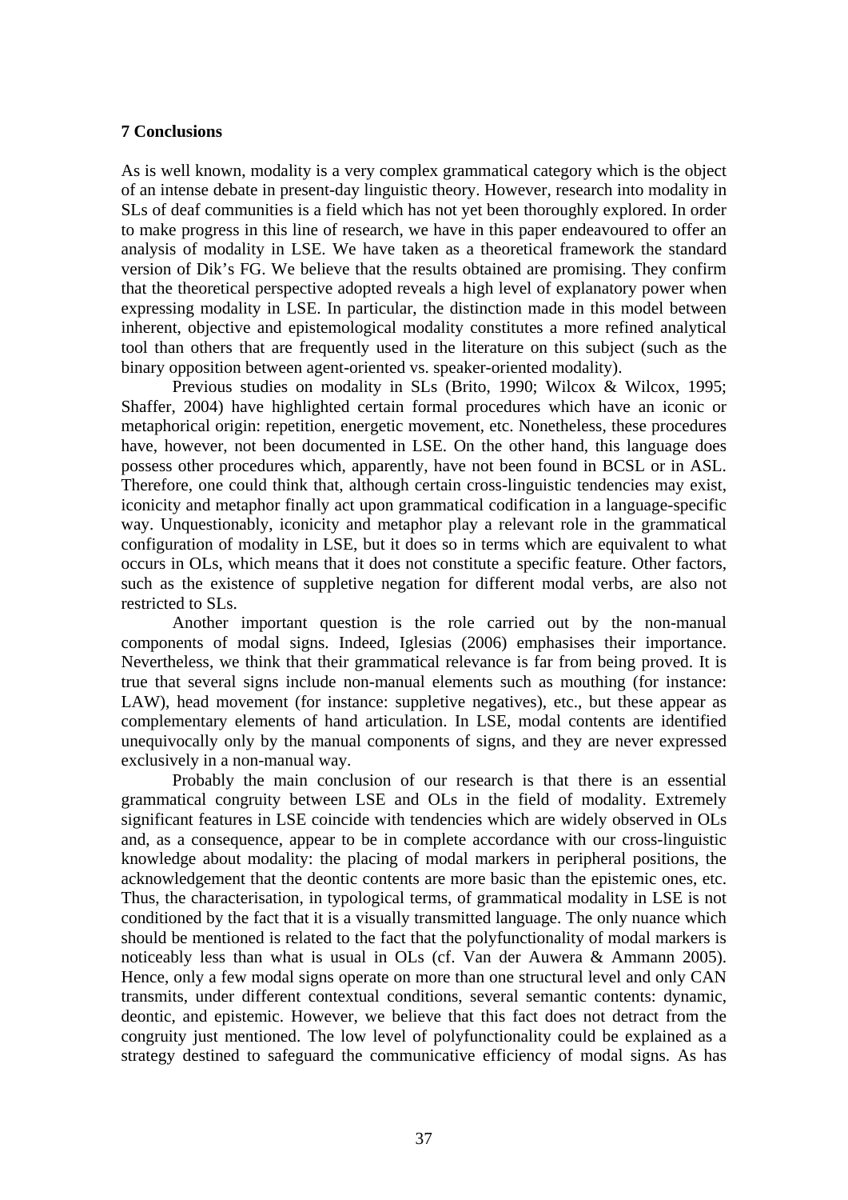## 7 Conclusions

As is well known, modality is a very complex grammatical category which is the object of an intense debate in present-day linguistic theory. However, research into modality in SLs of deaf communities is a field which has not yet been thoroughly explored. In order to make progress in this line of research, we have in this paper endeavoured to offer an analysis of modality in LSE. We have taken as a theoretical framework the standard version of Dik's FG. We believe that the results obtained are promising. They confirm that the theoretical perspective adopted reveals a high level of explanatory power when expressing modality in LSE. In particular, the distinction made in this model between inherent, objective and epistemological modality constitutes a more refined analytical tool than others that are frequently used in the literature on this subject (such as the binary opposition between agent-oriented vs. speaker-oriented modality).

Previous studies on modality in SLs (Brito, 1990; Wilcox & Wilcox, 1995; Shaffer, 2004) have highlighted certain formal procedures which have an iconic or metaphorical origin: repetition, energetic movement, etc. Nonetheless, these procedures have, however, not been documented in LSE. On the other hand, this language does possess other procedures which, apparently, have not been found in BCSL or in ASL. Therefore, one could think that, although certain cross-linguistic tendencies may exist, iconicity and metaphor finally act upon grammatical codification in a language-specific way. Unquestionably, iconicity and metaphor play a relevant role in the grammatical configuration of modality in LSE, but it does so in terms which are equivalent to what occurs in OLs, which means that it does not constitute a specific feature. Other factors, such as the existence of suppletive negation for different modal verbs, are also not restricted to SLs.

Another important question is the role carried out by the non-manual components of modal signs. Indeed, Iglesias (2006) emphasises their importance. Nevertheless, we think that their grammatical relevance is far from being proved. It is true that several signs include non-manual elements such as mouthing (for instance: LAW), head movement (for instance: suppletive negatives), etc., but these appear as complementary elements of hand articulation. In LSE, modal contents are identified unequivocally only by the manual components of signs, and they are never expressed exclusively in a non-manual way.

Probably the main conclusion of our research is that there is an essential grammatical congruity between LSE and OLs in the field of modality. Extremely significant features in LSE coincide with tendencies which are widely observed in OLs and, as a consequence, appear to be in complete accordance with our cross-linguistic knowledge about modality: the placing of modal markers in peripheral positions, the acknowledgement that the deontic contents are more basic than the epistemic ones, etc. Thus, the characterisation, in typological terms, of grammatical modality in LSE is not conditioned by the fact that it is a visually transmitted language. The only nuance which should be mentioned is related to the fact that the polyfunctionality of modal markers is noticeably less than what is usual in OLs (cf. Van der Auwera & Ammann 2005). Hence, only a few modal signs operate on more than one structural level and only CAN transmits, under different contextual conditions, several semantic contents: dynamic, deontic, and epistemic. However, we believe that this fact does not detract from the congruity just mentioned. The low level of polyfunctionality could be explained as a strategy destined to safeguard the communicative efficiency of modal signs. As has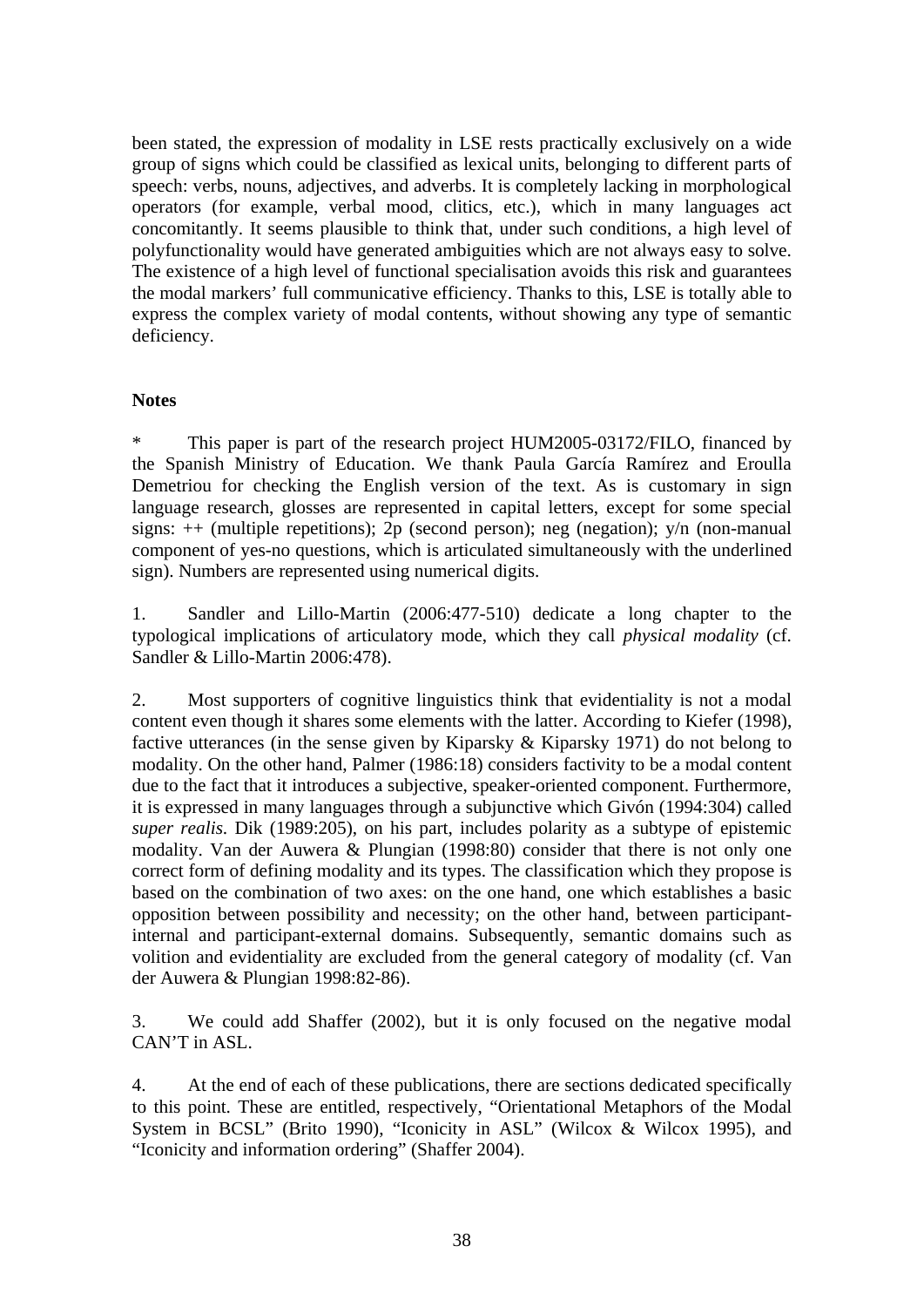been stated, the expression of modality in LSE rests practically exclusively on a wide group of signs which could be classified as lexical units, belonging to different parts of speech: verbs, nouns, adjectives, and adverbs. It is completely lacking in morphological operators (for example, verbal mood, clitics, etc.), which in many languages act concomitantly. It seems plausible to think that, under such conditions, a high level of polyfunctionality would have generated ambiguities which are not always easy to solve. The existence of a high level of functional specialisation avoids this risk and guarantees the modal markers' full communicative efficiency. Thanks to this, LSE is totally able to express the complex variety of modal contents, without showing any type of semantic deficiency.

**Notes**

\* This paper is part of the research project HUM2005-03172/FILO, financed by the Spanish Ministry of Education. We thank Paula García Ramírez and Eroulla Demetriou for checking the English version of the text. As is customary in sign language research, glosses are represented in capital letters, except for some special signs: ++ (multiple repetitions); 2p (second person); neg (negation); y/n (non-manual component of yes-no questions, which is articulated simultaneously with the underlined sign). Numbers are represented using numerical digits.

1. Sandler and Lillo-Martin (2006:477-510) dedicate a long chapter to the typological implications of articulatory mode, which they call *physical modality* (cf. Sandler & Lillo-Martin 2006:478).

2. Most supporters of cognitive linguistics think that evidentiality is not a modal content even though it shares some elements with the latter. According to Kiefer (1998), factive utterances (in the sense given by Kiparsky & Kiparsky 1971) do not belong to modality. On the other hand, Palmer (1986:18) considers factivity to be a modal content due to the fact that it introduces a subjective, speaker-oriented component. Furthermore, it is expressed in many languages through a subjunctive which Givón (1994:304) called *super realis.* Dik (1989:205), on his part, includes polarity as a subtype of epistemic modality. Van der Auwera & Plungian (1998:80) consider that there is not only one correct form of defining modality and its types. The classification which they propose is based on the combination of two axes: on the one hand, one which establishes a basic opposition between possibility and necessity; on the other hand, between participant-internal and participant-external domains. Subsequently, semantic domains such as volition and evidentiality are excluded from the general category of modality (cf. Van der Auwera & Plungian 1998:82-86).

3. We could add Shaffer (2002), but it is only focused on the negative modal CAN'T in ASL.

4. At the end of each of these publications, there are sections dedicated specifically to this point. These are entitled, respectively, "Orientational Metaphors of the Modal System in BCSL" (Brito 1990), "Iconicity in ASL" (Wilcox & Wilcox 1995), and "Iconicity and information ordering" (Shaffer 2004).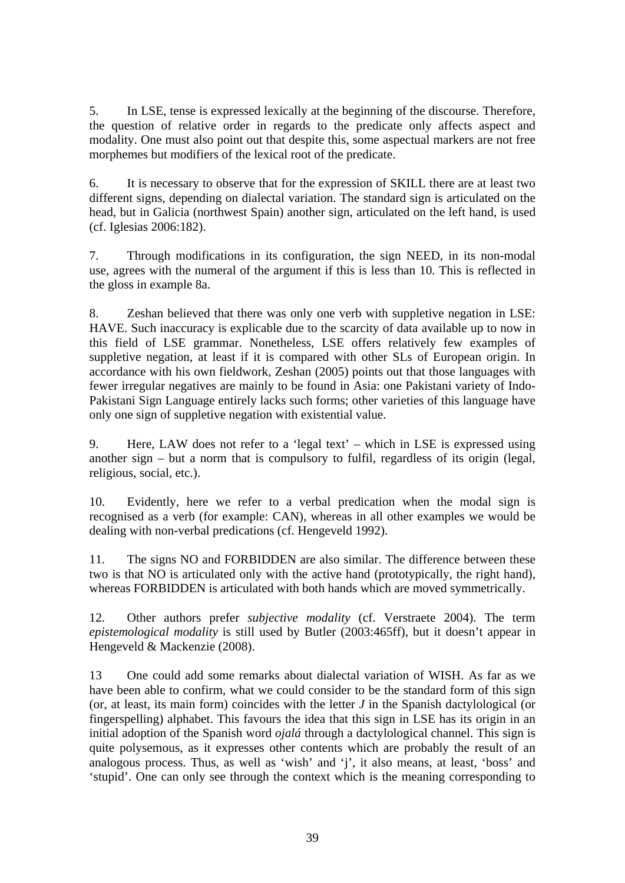5. In LSE, tense is expressed lexically at the beginning of the discourse. Therefore, the question of relative order in regards to the predicate only affects aspect and modality. One must also point out that despite this, some aspectual markers are not free morphemes but modifiers of the lexical root of the predicate.

6. It is necessary to observe that for the expression of SKILL there are at least two different signs, depending on dialectal variation. The standard sign is articulated on the head, but in Galicia (northwest Spain) another sign, articulated on the left hand, is used (cf. Iglesias 2006:182).

7. Through modifications in its configuration, the sign NEED, in its non-modal use, agrees with the numeral of the argument if this is less than 10. This is reflected in the gloss in example 8a.

8. Zeshan believed that there was only one verb with suppletive negation in LSE: HAVE. Such inaccuracy is explicable due to the scarcity of data available up to now in this field of LSE grammar. Nonetheless, LSE offers relatively few examples of suppletive negation, at least if it is compared with other SLs of European origin. In accordance with his own fieldwork, Zeshan (2005) points out that those languages with fewer irregular negatives are mainly to be found in Asia: one Pakistani variety of Indo-Pakistani Sign Language entirely lacks such forms; other varieties of this language have only one sign of suppletive negation with existential value.

9. Here, LAW does not refer to a 'legal text' – which in LSE is expressed using another sign – but a norm that is compulsory to fulfil, regardless of its origin (legal, religious, social, etc.).

10. Evidently, here we refer to a verbal predication when the modal sign is recognised as a verb (for example: CAN), whereas in all other examples we would be dealing with non-verbal predications (cf. Hengeveld 1992).

11. The signs NO and FORBIDDEN are also similar. The difference between these two is that NO is articulated only with the active hand (prototypically, the right hand), whereas FORBIDDEN is articulated with both hands which are moved symmetrically.

12. Other authors prefer *subjective modality* (cf. Verstraete 2004). The term *epistemological modality* is still used by Butler (2003:465ff), but it doesn't appear in Hengeveld & Mackenzie (2008).

13 One could add some remarks about dialectal variation of WISH. As far as we have been able to confirm, what we could consider to be the standard form of this sign (or, at least, its main form) coincides with the letter *J* in the Spanish dactylological (or fingerspelling) alphabet. This favours the idea that this sign in LSE has its origin in an initial adoption of the Spanish word *ojalá* through a dactylological channel. This sign is quite polysemous, as it expresses other contents which are probably the result of an analogous process. Thus, as well as 'wish' and 'j', it also means, at least, 'boss' and 'stupid'. One can only see through the context which is the meaning corresponding to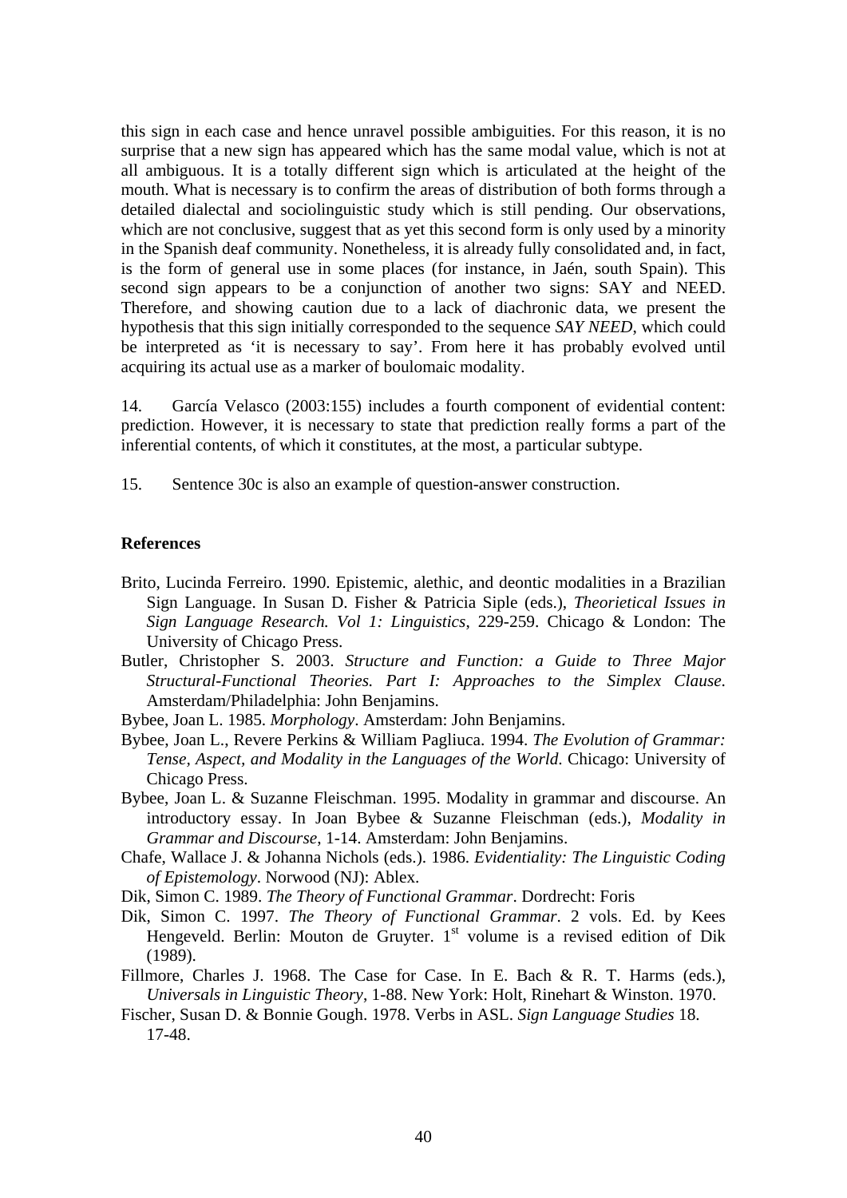this sign in each case and hence unravel possible ambiguities. For this reason, it is no surprise that a new sign has appeared which has the same modal value, which is not at all ambiguous. It is a totally different sign which is articulated at the height of the mouth. What is necessary is to confirm the areas of distribution of both forms through a detailed dialectal and sociolinguistic study which is still pending. Our observations, which are not conclusive, suggest that as yet this second form is only used by a minority in the Spanish deaf community. Nonetheless, it is already fully consolidated and, in fact, is the form of general use in some places (for instance, in Jaén, south Spain). This second sign appears to be a conjunction of another two signs: SAY and NEED. Therefore, and showing caution due to a lack of diachronic data, we present the hypothesis that this sign initially corresponded to the sequence *SAY NEED*, which could be interpreted as 'it is necessary to say'. From here it has probably evolved until acquiring its actual use as a marker of boulomaic modality.

14. García Velasco (2003:155) includes a fourth component of evidential content: prediction. However, it is necessary to state that prediction really forms a part of the inferential contents, of which it constitutes, at the most, a particular subtype.

15. Sentence 30c is also an example of question-answer construction.

## References

Brito, Lucinda Ferreiro. 1990. Epistemic, alethic, and deontic modalities in a Brazilian Sign Language. In Susan D. Fisher & Patricia Siple (eds.), *Theorietical Issues in Sign Language Research. Vol 1: Linguistics*, 229-259. Chicago & London: The University of Chicago Press.

Butler, Christopher S. 2003. *Structure and Function: a Guide to Three Major Structural-Functional Theories. Part I: Approaches to the Simplex Clause*. Amsterdam/Philadelphia: John Benjamins.

Bybee, Joan L. 1985. *Morphology*. Amsterdam: John Benjamins.

Bybee, Joan L., Revere Perkins & William Pagliuca. 1994. *The Evolution of Grammar: Tense, Aspect, and Modality in the Languages of the World*. Chicago: University of Chicago Press.

Bybee, Joan L. & Suzanne Fleischman. 1995. Modality in grammar and discourse. An introductory essay. In Joan Bybee & Suzanne Fleischman (eds.), *Modality in Grammar and Discourse*, 1-14. Amsterdam: John Benjamins.

Chafe, Wallace J. & Johanna Nichols (eds.). 1986. *Evidentiality: The Linguistic Coding of Epistemology*. Norwood (NJ): Ablex.

Dik, Simon C. 1989. *The Theory of Functional Grammar*. Dordrecht: Foris

Dik, Simon C. 1997. *The Theory of Functional Grammar*. 2 vols. Ed. by Kees Hengeveld. Berlin: Mouton de Gruyter. 1st volume is a revised edition of Dik (1989).

Fillmore, Charles J. 1968. The Case for Case. In E. Bach & R. T. Harms (eds.), *Universals in Linguistic Theory*, 1-88. New York: Holt, Rinehart & Winston. 1970.

Fischer, Susan D. & Bonnie Gough. 1978. Verbs in ASL. *Sign Language Studies* 18. 17-48.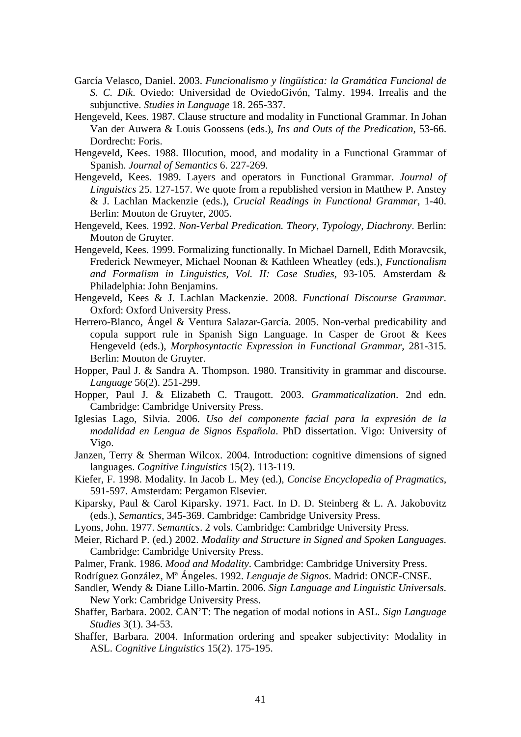García Velasco, Daniel. 2003. *Funcionalismo y lingüística: la Gramática Funcional de S. C. Dik*. Oviedo: Universidad de OviedoGivón, Talmy. 1994. Irrealis and the subjunctive. *Studies in Language* 18. 265-337.

Hengeveld, Kees. 1987. Clause structure and modality in Functional Grammar. In Johan Van der Auwera & Louis Goossens (eds.), *Ins and Outs of the Predication*, 53-66. Dordrecht: Foris.

Hengeveld, Kees. 1988. Illocution, mood, and modality in a Functional Grammar of Spanish. *Journal of Semantics* 6. 227-269.

Hengeveld, Kees. 1989. Layers and operators in Functional Grammar. *Journal of Linguistics* 25. 127-157. We quote from a republished version in Matthew P. Anstey & J. Lachlan Mackenzie (eds.), *Crucial Readings in Functional Grammar*, 1-40. Berlin: Mouton de Gruyter, 2005.

Hengeveld, Kees. 1992. *Non-Verbal Predication. Theory, Typology, Diachrony*. Berlin: Mouton de Gruyter.

Hengeveld, Kees. 1999. Formalizing functionally. In Michael Darnell, Edith Moravcsik, Frederick Newmeyer, Michael Noonan & Kathleen Wheatley (eds.), *Functionalism and Formalism in Linguistics, Vol. II: Case Studies*, 93-105. Amsterdam & Philadelphia: John Benjamins.

Hengeveld, Kees & J. Lachlan Mackenzie. 2008. *Functional Discourse Grammar*. Oxford: Oxford University Press.

Herrero-Blanco, Ángel & Ventura Salazar-García. 2005. Non-verbal predicability and copula support rule in Spanish Sign Language. In Casper de Groot & Kees Hengeveld (eds.), *Morphosyntactic Expression in Functional Grammar*, 281-315. Berlin: Mouton de Gruyter.

Hopper, Paul J. & Sandra A. Thompson. 1980. Transitivity in grammar and discourse. *Language* 56(2). 251-299.

Hopper, Paul J. & Elizabeth C. Traugott. 2003. *Grammaticalization*. 2nd edn. Cambridge: Cambridge University Press.

Iglesias Lago, Silvia. 2006. *Uso del componente facial para la expresión de la modalidad en Lengua de Signos Española*. PhD dissertation. Vigo: University of Vigo.

Janzen, Terry & Sherman Wilcox. 2004. Introduction: cognitive dimensions of signed languages. *Cognitive Linguistics* 15(2). 113-119.

Kiefer, F. 1998. Modality. In Jacob L. Mey (ed.), *Concise Encyclopedia of Pragmatics*, 591-597. Amsterdam: Pergamon Elsevier.

Kiparsky, Paul & Carol Kiparsky. 1971. Fact. In D. D. Steinberg & L. A. Jakobovitz (eds.), *Semantics*, 345-369. Cambridge: Cambridge University Press.

Lyons, John. 1977. *Semantics*. 2 vols. Cambridge: Cambridge University Press.

Meier, Richard P. (ed.) 2002. *Modality and Structure in Signed and Spoken Languages*. Cambridge: Cambridge University Press.

Palmer, Frank. 1986. *Mood and Modality*. Cambridge: Cambridge University Press.

Rodríguez González, Mª Ángeles. 1992. *Lenguaje de Signos*. Madrid: ONCE-CNSE.

Sandler, Wendy & Diane Lillo-Martin. 2006. *Sign Language and Linguistic Universals*. New York: Cambridge University Press.

Shaffer, Barbara. 2002. CAN'T: The negation of modal notions in ASL. *Sign Language Studies* 3(1). 34-53.

Shaffer, Barbara. 2004. Information ordering and speaker subjectivity: Modality in ASL. *Cognitive Linguistics* 15(2). 175-195.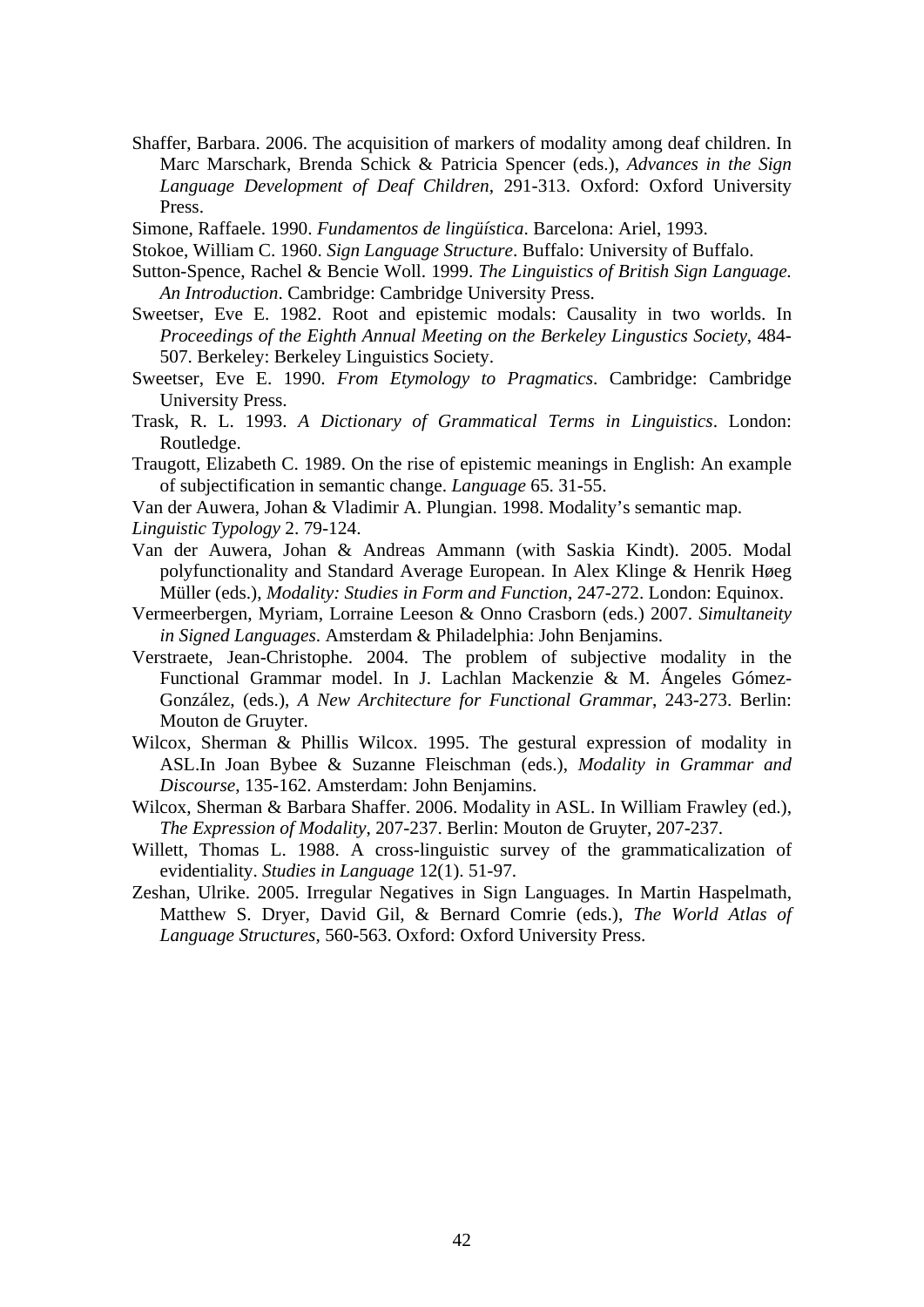Shaffer, Barbara. 2006. The acquisition of markers of modality among deaf children. In Marc Marschark, Brenda Schick & Patricia Spencer (eds.), *Advances in the Sign Language Development of Deaf Children*, 291-313. Oxford: Oxford University Press.

Simone, Raffaele. 1990. *Fundamentos de lingüística*. Barcelona: Ariel, 1993.

Stokoe, William C. 1960. *Sign Language Structure*. Buffalo: University of Buffalo.

Sutton-Spence, Rachel & Bencie Woll. 1999. *The Linguistics of British Sign Language. An Introduction*. Cambridge: Cambridge University Press.

Sweetser, Eve E. 1982. Root and epistemic modals: Causality in two worlds. In *Proceedings of the Eighth Annual Meeting on the Berkeley Lingustics Society*, 484-507. Berkeley: Berkeley Linguistics Society.

Sweetser, Eve E. 1990. *From Etymology to Pragmatics*. Cambridge: Cambridge University Press.

Trask, R. L. 1993. *A Dictionary of Grammatical Terms in Linguistics*. London: Routledge.

Traugott, Elizabeth C. 1989. On the rise of epistemic meanings in English: An example of subjectification in semantic change. *Language* 65. 31-55.

Van der Auwera, Johan & Vladimir A. Plungian. 1998. Modality's semantic map. *Linguistic Typology* 2. 79-124.

Van der Auwera, Johan & Andreas Ammann (with Saskia Kindt). 2005. Modal polyfunctionality and Standard Average European. In Alex Klinge & Henrik Høeg Müller (eds.), *Modality: Studies in Form and Function*, 247-272. London: Equinox.

Vermeerbergen, Myriam, Lorraine Leeson & Onno Crasborn (eds.) 2007. *Simultaneity in Signed Languages*. Amsterdam & Philadelphia: John Benjamins.

Verstraete, Jean-Christophe. 2004. The problem of subjective modality in the Functional Grammar model. In J. Lachlan Mackenzie & M. Ángeles Gómez-González, (eds.), *A New Architecture for Functional Grammar*, 243-273. Berlin: Mouton de Gruyter.

Wilcox, Sherman & Phillis Wilcox. 1995. The gestural expression of modality in ASL.In Joan Bybee & Suzanne Fleischman (eds.), *Modality in Grammar and Discourse*, 135-162. Amsterdam: John Benjamins.

Wilcox, Sherman & Barbara Shaffer. 2006. Modality in ASL. In William Frawley (ed.), *The Expression of Modality*, 207-237. Berlin: Mouton de Gruyter, 207-237.

Willett, Thomas L. 1988. A cross-linguistic survey of the grammaticalization of evidentiality. *Studies in Language* 12(1). 51-97.

Zeshan, Ulrike. 2005. Irregular Negatives in Sign Languages. In Martin Haspelmath, Matthew S. Dryer, David Gil, & Bernard Comrie (eds.), *The World Atlas of Language Structures*, 560-563. Oxford: Oxford University Press.